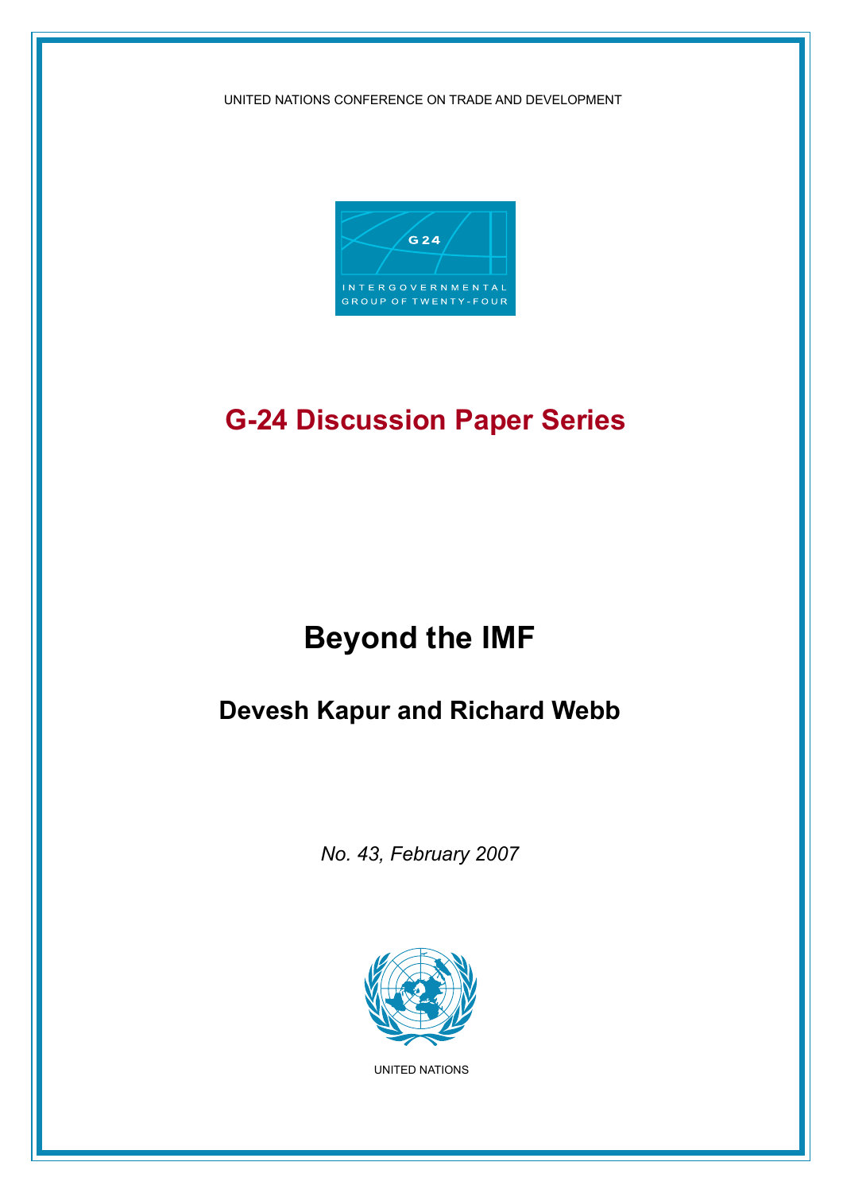UNITED NATIONS CONFERENCE ON TRADE AND DEVELOPMENT

G 24

INTERGOVERNMENTAL GROUP OF TWENTY-FOUR

## G-24 Discussion Paper Series

# Beyond the IMF

## Devesh Kapur and Richard Webb

*No. 43, February 2007*

UNITED NATIONS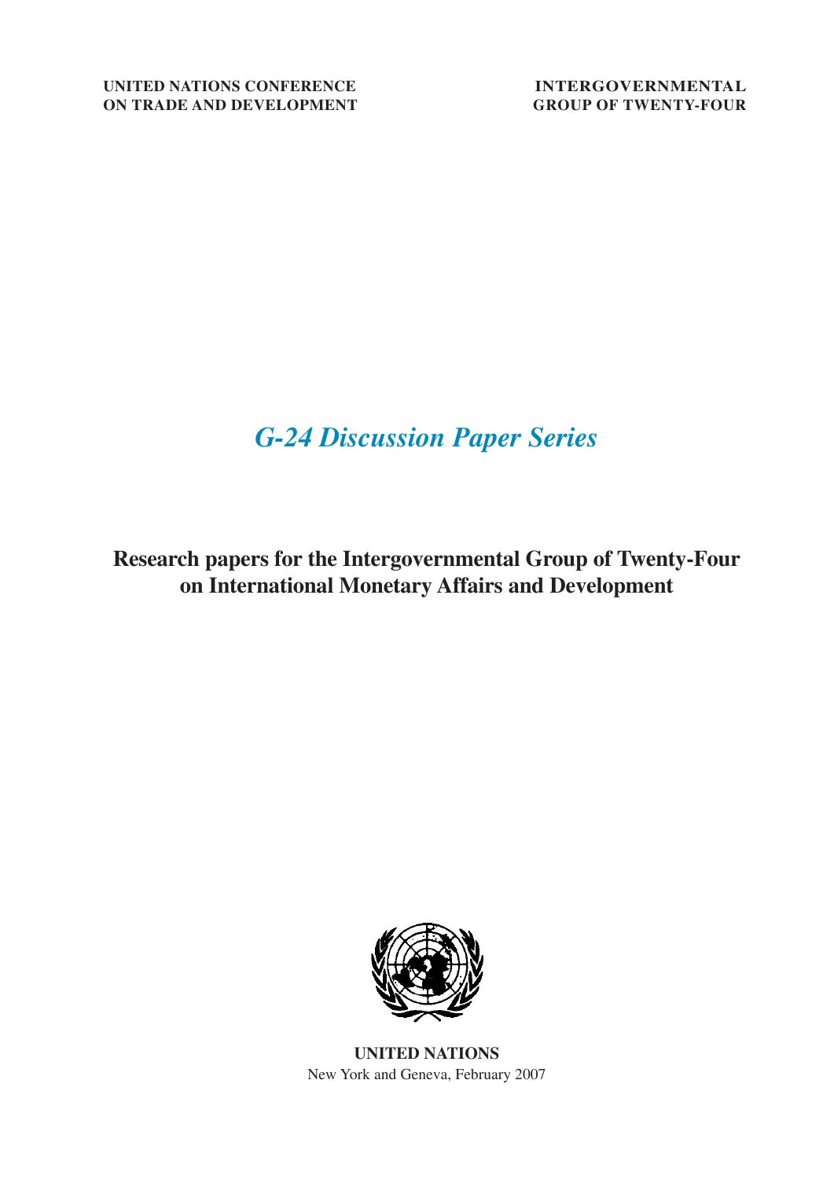UNITED NATIONS CONFERENCE
ON TRADE AND DEVELOPMENT

INTERGOVERNMENTAL
GROUP OF TWENTY-FOUR

# *G-24 Discussion Paper Series*

## Research papers for the Intergovernmental Group of Twenty-Four on International Monetary Affairs and Development

**UNITED NATIONS**
New York and Geneva, February 2007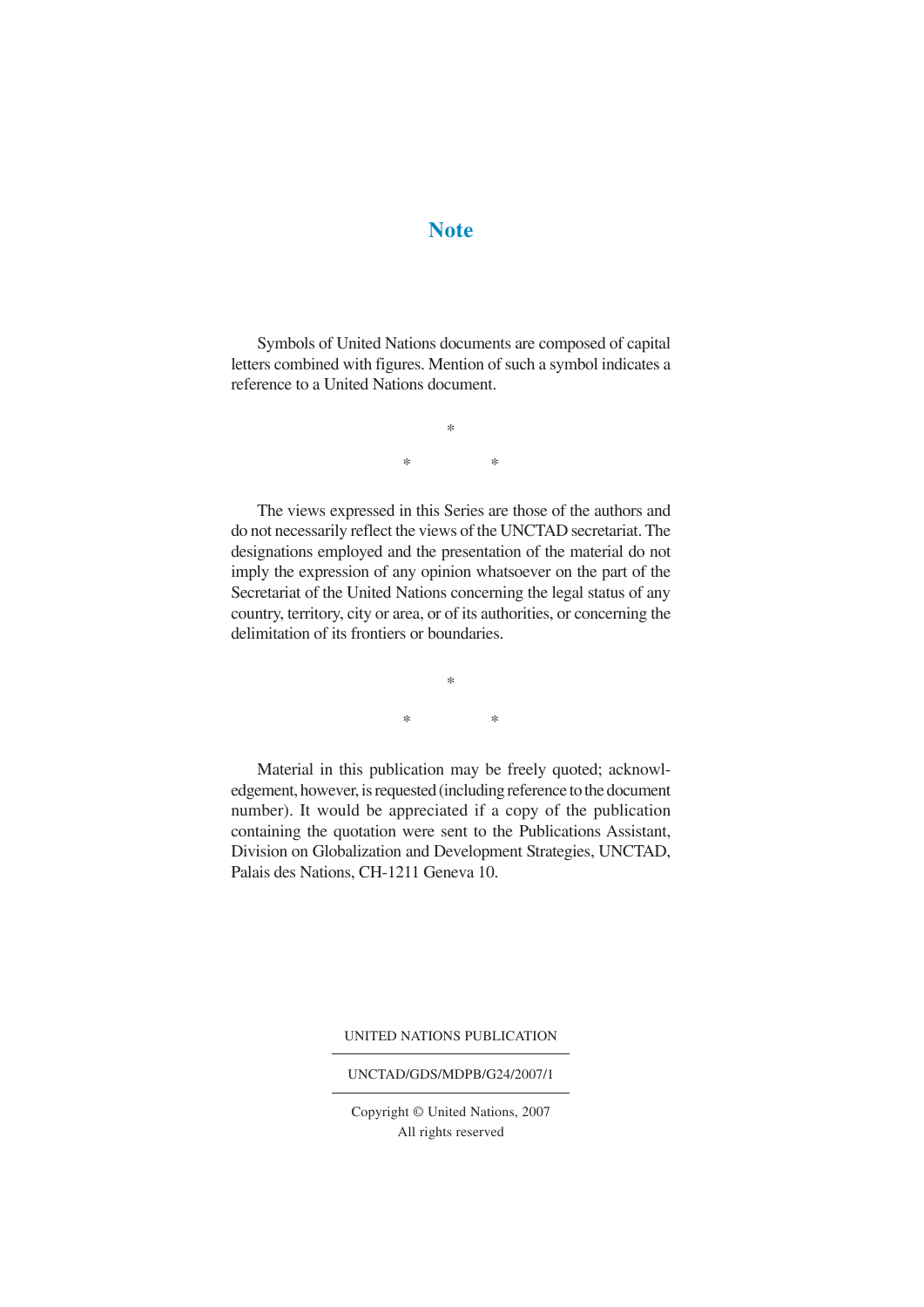# Note

Symbols of United Nations documents are composed of capital letters combined with figures. Mention of such a symbol indicates a reference to a United Nations document.

\*

\* \*

The views expressed in this Series are those of the authors and do not necessarily reflect the views of the UNCTAD secretariat. The designations employed and the presentation of the material do not imply the expression of any opinion whatsoever on the part of the Secretariat of the United Nations concerning the legal status of any country, territory, city or area, or of its authorities, or concerning the delimitation of its frontiers or boundaries.

\*

\* \*

Material in this publication may be freely quoted; acknowledgement, however, is requested (including reference to the document number). It would be appreciated if a copy of the publication containing the quotation were sent to the Publications Assistant, Division on Globalization and Development Strategies, UNCTAD, Palais des Nations, CH-1211 Geneva 10.

UNITED NATIONS PUBLICATION

UNCTAD/GDS/MDPB/G24/2007/1

Copyright © United Nations, 2007
All rights reserved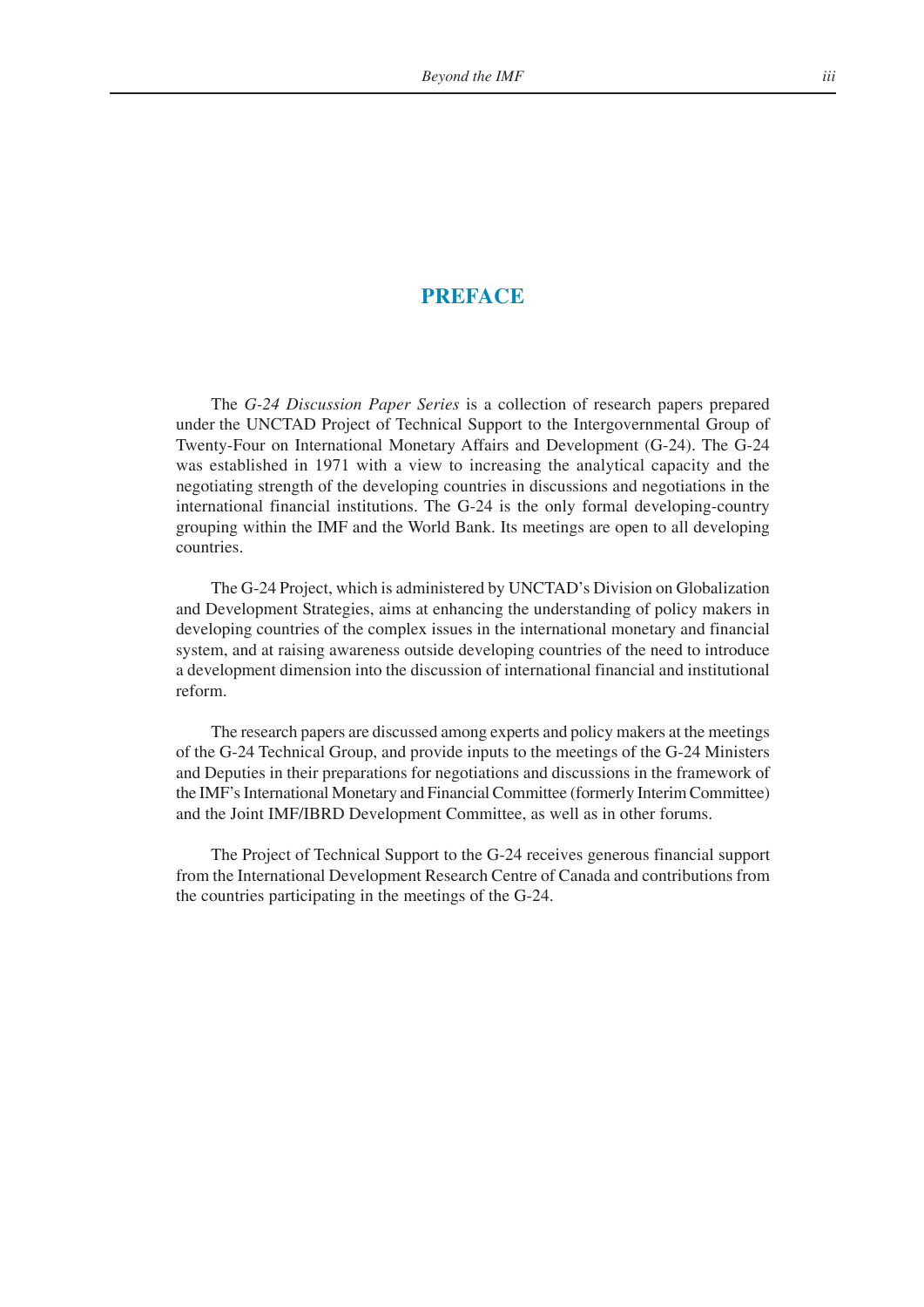# PREFACE

The *G-24 Discussion Paper Series* is a collection of research papers prepared under the UNCTAD Project of Technical Support to the Intergovernmental Group of Twenty-Four on International Monetary Affairs and Development (G-24). The G-24 was established in 1971 with a view to increasing the analytical capacity and the negotiating strength of the developing countries in discussions and negotiations in the international financial institutions. The G-24 is the only formal developing-country grouping within the IMF and the World Bank. Its meetings are open to all developing countries.

The G-24 Project, which is administered by UNCTAD's Division on Globalization and Development Strategies, aims at enhancing the understanding of policy makers in developing countries of the complex issues in the international monetary and financial system, and at raising awareness outside developing countries of the need to introduce a development dimension into the discussion of international financial and institutional reform.

The research papers are discussed among experts and policy makers at the meetings of the G-24 Technical Group, and provide inputs to the meetings of the G-24 Ministers and Deputies in their preparations for negotiations and discussions in the framework of the IMF's International Monetary and Financial Committee (formerly Interim Committee) and the Joint IMF/IBRD Development Committee, as well as in other forums.

The Project of Technical Support to the G-24 receives generous financial support from the International Development Research Centre of Canada and contributions from the countries participating in the meetings of the G-24.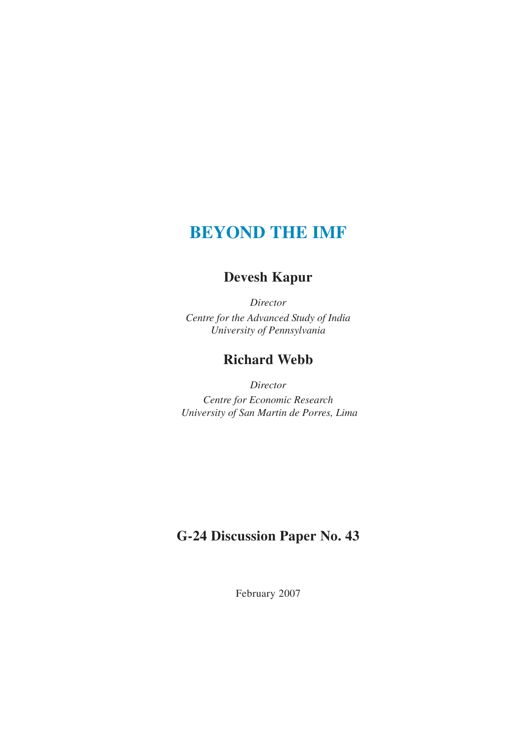# BEYOND THE IMF

## Devesh Kapur

*Director*
*Centre for the Advanced Study of India*
*University of Pennsylvania*

## Richard Webb

*Director*
*Centre for Economic Research*
*University of San Martin de Porres, Lima*

## G-24 Discussion Paper No. 43

February 2007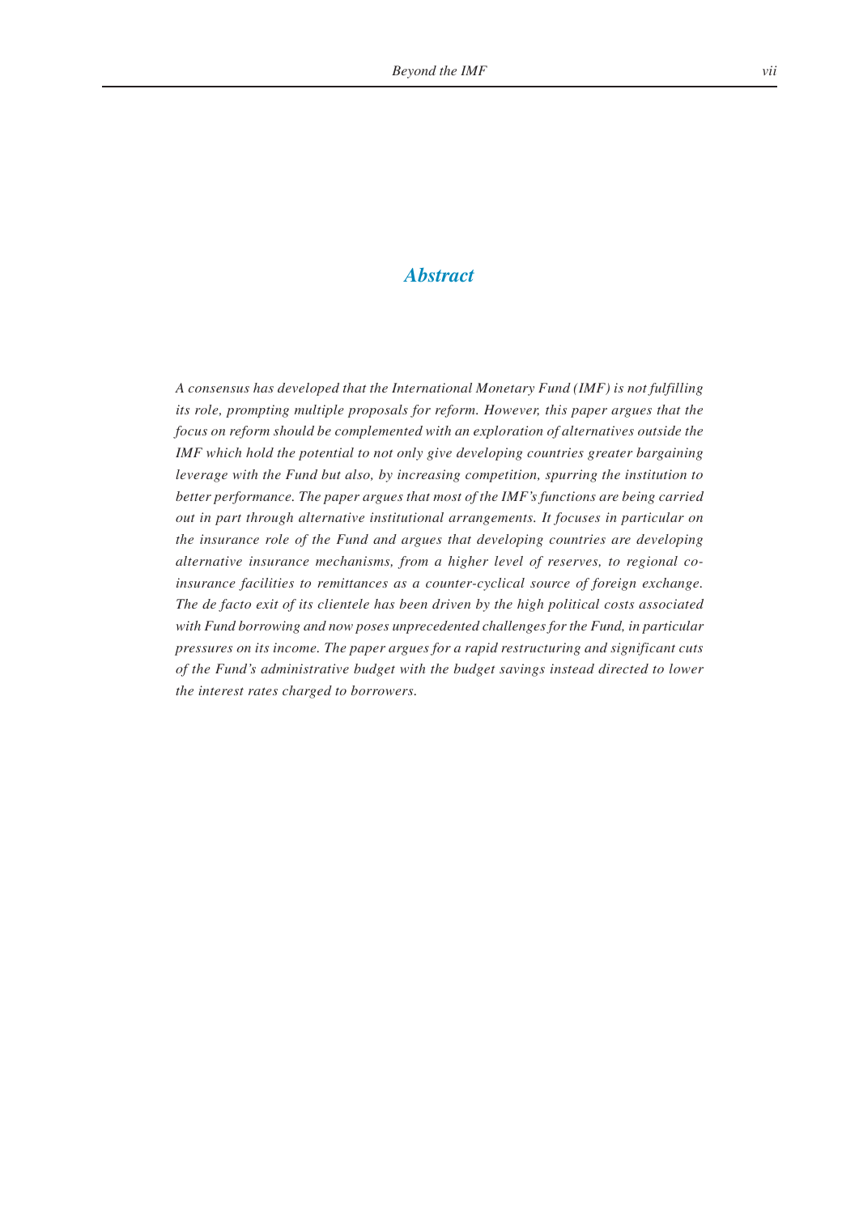# *Abstract*

*A consensus has developed that the International Monetary Fund (IMF) is not fulfilling its role, prompting multiple proposals for reform. However, this paper argues that the focus on reform should be complemented with an exploration of alternatives outside the IMF which hold the potential to not only give developing countries greater bargaining leverage with the Fund but also, by increasing competition, spurring the institution to better performance. The paper argues that most of the IMF's functions are being carried out in part through alternative institutional arrangements. It focuses in particular on the insurance role of the Fund and argues that developing countries are developing alternative insurance mechanisms, from a higher level of reserves, to regional co-insurance facilities to remittances as a counter-cyclical source of foreign exchange. The de facto exit of its clientele has been driven by the high political costs associated with Fund borrowing and now poses unprecedented challenges for the Fund, in particular pressures on its income. The paper argues for a rapid restructuring and significant cuts of the Fund's administrative budget with the budget savings instead directed to lower the interest rates charged to borrowers.*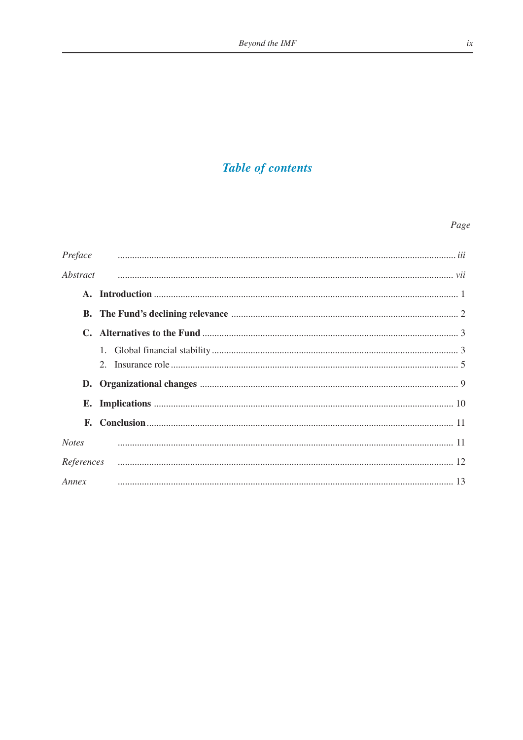# *Table of contents*

| | *Page* |
|---|---|
| *Preface* | *iii* |
| *Abstract* | *vii* |
| **A. Introduction** | 1 |
| **B. The Fund's declining relevance** | 2 |
| **C. Alternatives to the Fund** | 3 |
| 1. Global financial stability | 3 |
| 2. Insurance role | 5 |
| **D. Organizational changes** | 9 |
| **E. Implications** | 10 |
| **F. Conclusion** | 11 |
| *Notes* | 11 |
| *References* | 12 |
| *Annex* | 13 |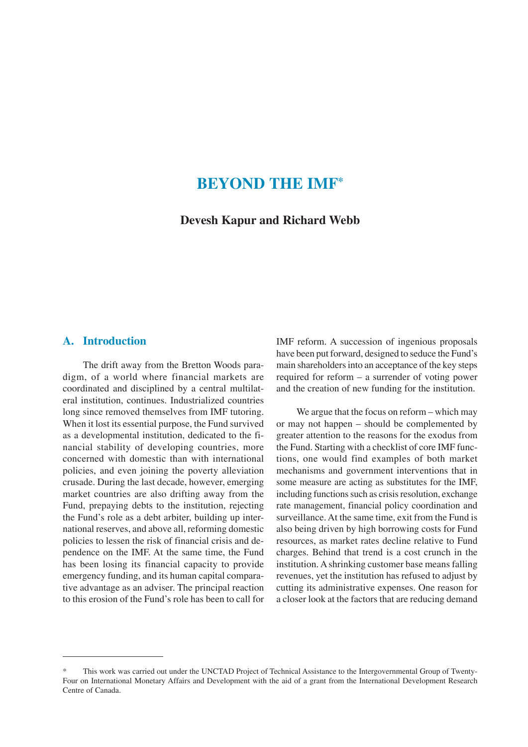# BEYOND THE IMF*

**Devesh Kapur and Richard Webb**

## A. Introduction

The drift away from the Bretton Woods paradigm, of a world where financial markets are coordinated and disciplined by a central multilateral institution, continues. Industrialized countries long since removed themselves from IMF tutoring. When it lost its essential purpose, the Fund survived as a developmental institution, dedicated to the financial stability of developing countries, more concerned with domestic than with international policies, and even joining the poverty alleviation crusade. During the last decade, however, emerging market countries are also drifting away from the Fund, prepaying debts to the institution, rejecting the Fund's role as a debt arbiter, building up international reserves, and above all, reforming domestic policies to lessen the risk of financial crisis and dependence on the IMF. At the same time, the Fund has been losing its financial capacity to provide emergency funding, and its human capital comparative advantage as an adviser. The principal reaction to this erosion of the Fund's role has been to call for IMF reform. A succession of ingenious proposals have been put forward, designed to seduce the Fund's main shareholders into an acceptance of the key steps required for reform – a surrender of voting power and the creation of new funding for the institution.

We argue that the focus on reform – which may or may not happen – should be complemented by greater attention to the reasons for the exodus from the Fund. Starting with a checklist of core IMF functions, one would find examples of both market mechanisms and government interventions that in some measure are acting as substitutes for the IMF, including functions such as crisis resolution, exchange rate management, financial policy coordination and surveillance. At the same time, exit from the Fund is also being driven by high borrowing costs for Fund resources, as market rates decline relative to Fund charges. Behind that trend is a cost crunch in the institution. A shrinking customer base means falling revenues, yet the institution has refused to adjust by cutting its administrative expenses. One reason for a closer look at the factors that are reducing demand

* This work was carried out under the UNCTAD Project of Technical Assistance to the Intergovernmental Group of Twenty-Four on International Monetary Affairs and Development with the aid of a grant from the International Development Research Centre of Canada.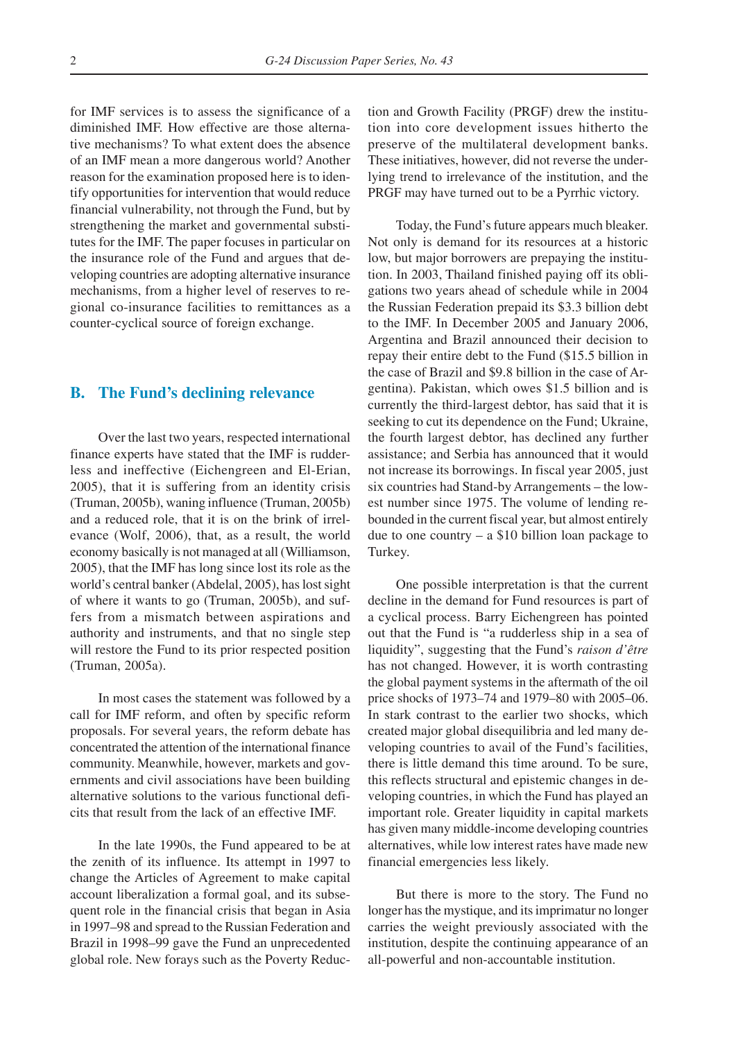for IMF services is to assess the significance of a diminished IMF. How effective are those alternative mechanisms? To what extent does the absence of an IMF mean a more dangerous world? Another reason for the examination proposed here is to identify opportunities for intervention that would reduce financial vulnerability, not through the Fund, but by strengthening the market and governmental substitutes for the IMF. The paper focuses in particular on the insurance role of the Fund and argues that developing countries are adopting alternative insurance mechanisms, from a higher level of reserves to regional co-insurance facilities to remittances as a counter-cyclical source of foreign exchange.

## B. The Fund's declining relevance

Over the last two years, respected international finance experts have stated that the IMF is rudderless and ineffective (Eichengreen and El-Erian, 2005), that it is suffering from an identity crisis (Truman, 2005b), waning influence (Truman, 2005b) and a reduced role, that it is on the brink of irrelevance (Wolf, 2006), that, as a result, the world economy basically is not managed at all (Williamson, 2005), that the IMF has long since lost its role as the world's central banker (Abdelal, 2005), has lost sight of where it wants to go (Truman, 2005b), and suffers from a mismatch between aspirations and authority and instruments, and that no single step will restore the Fund to its prior respected position (Truman, 2005a).

In most cases the statement was followed by a call for IMF reform, and often by specific reform proposals. For several years, the reform debate has concentrated the attention of the international finance community. Meanwhile, however, markets and governments and civil associations have been building alternative solutions to the various functional deficits that result from the lack of an effective IMF.

In the late 1990s, the Fund appeared to be at the zenith of its influence. Its attempt in 1997 to change the Articles of Agreement to make capital account liberalization a formal goal, and its subsequent role in the financial crisis that began in Asia in 1997–98 and spread to the Russian Federation and Brazil in 1998–99 gave the Fund an unprecedented global role. New forays such as the Poverty Reduction and Growth Facility (PRGF) drew the institution into core development issues hitherto the preserve of the multilateral development banks. These initiatives, however, did not reverse the underlying trend to irrelevance of the institution, and the PRGF may have turned out to be a Pyrrhic victory.

Today, the Fund's future appears much bleaker. Not only is demand for its resources at a historic low, but major borrowers are prepaying the institution. In 2003, Thailand finished paying off its obligations two years ahead of schedule while in 2004 the Russian Federation prepaid its $3.3 billion debt to the IMF. In December 2005 and January 2006, Argentina and Brazil announced their decision to repay their entire debt to the Fund ($15.5 billion in the case of Brazil and $9.8 billion in the case of Argentina). Pakistan, which owes $1.5 billion and is currently the third-largest debtor, has said that it is seeking to cut its dependence on the Fund; Ukraine, the fourth largest debtor, has declined any further assistance; and Serbia has announced that it would not increase its borrowings. In fiscal year 2005, just six countries had Stand-by Arrangements – the lowest number since 1975. The volume of lending rebounded in the current fiscal year, but almost entirely due to one country – a $10 billion loan package to Turkey.

One possible interpretation is that the current decline in the demand for Fund resources is part of a cyclical process. Barry Eichengreen has pointed out that the Fund is "a rudderless ship in a sea of liquidity", suggesting that the Fund's *raison d'être* has not changed. However, it is worth contrasting the global payment systems in the aftermath of the oil price shocks of 1973–74 and 1979–80 with 2005–06. In stark contrast to the earlier two shocks, which created major global disequilibria and led many developing countries to avail of the Fund's facilities, there is little demand this time around. To be sure, this reflects structural and epistemic changes in developing countries, in which the Fund has played an important role. Greater liquidity in capital markets has given many middle-income developing countries alternatives, while low interest rates have made new financial emergencies less likely.

But there is more to the story. The Fund no longer has the mystique, and its imprimatur no longer carries the weight previously associated with the institution, despite the continuing appearance of an all-powerful and non-accountable institution.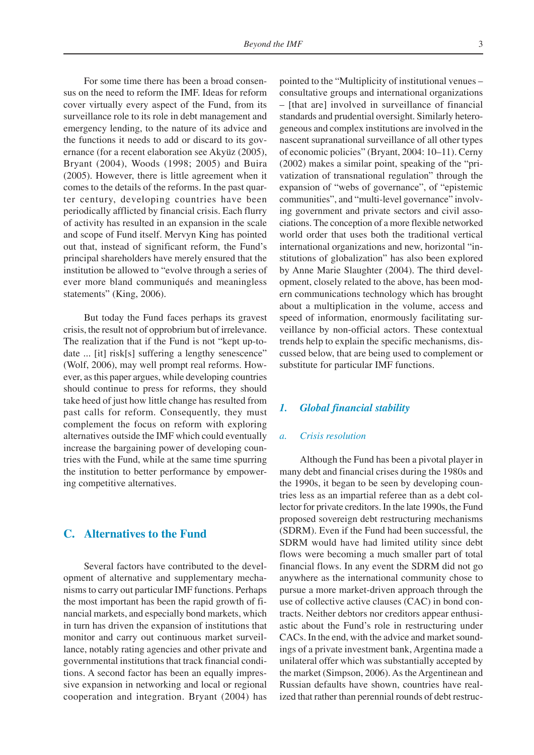For some time there has been a broad consensus on the need to reform the IMF. Ideas for reform cover virtually every aspect of the Fund, from its surveillance role to its role in debt management and emergency lending, to the nature of its advice and the functions it needs to add or discard to its governance (for a recent elaboration see Akyüz (2005), Bryant (2004), Woods (1998; 2005) and Buira (2005). However, there is little agreement when it comes to the details of the reforms. In the past quarter century, developing countries have been periodically afflicted by financial crisis. Each flurry of activity has resulted in an expansion in the scale and scope of Fund itself. Mervyn King has pointed out that, instead of significant reform, the Fund's principal shareholders have merely ensured that the institution be allowed to "evolve through a series of ever more bland communiqués and meaningless statements" (King, 2006).

But today the Fund faces perhaps its gravest crisis, the result not of opprobrium but of irrelevance. The realization that if the Fund is not "kept up-to-date ... [it] risk[s] suffering a lengthy senescence" (Wolf, 2006), may well prompt real reforms. However, as this paper argues, while developing countries should continue to press for reforms, they should take heed of just how little change has resulted from past calls for reform. Consequently, they must complement the focus on reform with exploring alternatives outside the IMF which could eventually increase the bargaining power of developing countries with the Fund, while at the same time spurring the institution to better performance by empowering competitive alternatives.

## C. Alternatives to the Fund

Several factors have contributed to the development of alternative and supplementary mechanisms to carry out particular IMF functions. Perhaps the most important has been the rapid growth of financial markets, and especially bond markets, which in turn has driven the expansion of institutions that monitor and carry out continuous market surveillance, notably rating agencies and other private and governmental institutions that track financial conditions. A second factor has been an equally impressive expansion in networking and local or regional cooperation and integration. Bryant (2004) has pointed to the "Multiplicity of institutional venues – consultative groups and international organizations – [that are] involved in surveillance of financial standards and prudential oversight. Similarly heterogeneous and complex institutions are involved in the nascent supranational surveillance of all other types of economic policies" (Bryant, 2004: 10–11). Cerny (2002) makes a similar point, speaking of the "privatization of transnational regulation" through the expansion of "webs of governance", of "epistemic communities", and "multi-level governance" involving government and private sectors and civil associations. The conception of a more flexible networked world order that uses both the traditional vertical international organizations and new, horizontal "institutions of globalization" has also been explored by Anne Marie Slaughter (2004). The third development, closely related to the above, has been modern communications technology which has brought about a multiplication in the volume, access and speed of information, enormously facilitating surveillance by non-official actors. These contextual trends help to explain the specific mechanisms, discussed below, that are being used to complement or substitute for particular IMF functions.

### 1. *Global financial stability*

#### a. *Crisis resolution*

Although the Fund has been a pivotal player in many debt and financial crises during the 1980s and the 1990s, it began to be seen by developing countries less as an impartial referee than as a debt collector for private creditors. In the late 1990s, the Fund proposed sovereign debt restructuring mechanisms (SDRM). Even if the Fund had been successful, the SDRM would have had limited utility since debt flows were becoming a much smaller part of total financial flows. In any event the SDRM did not go anywhere as the international community chose to pursue a more market-driven approach through the use of collective active clauses (CAC) in bond contracts. Neither debtors nor creditors appear enthusiastic about the Fund's role in restructuring under CACs. In the end, with the advice and market soundings of a private investment bank, Argentina made a unilateral offer which was substantially accepted by the market (Simpson, 2006). As the Argentinean and Russian defaults have shown, countries have realized that rather than perennial rounds of debt restruc-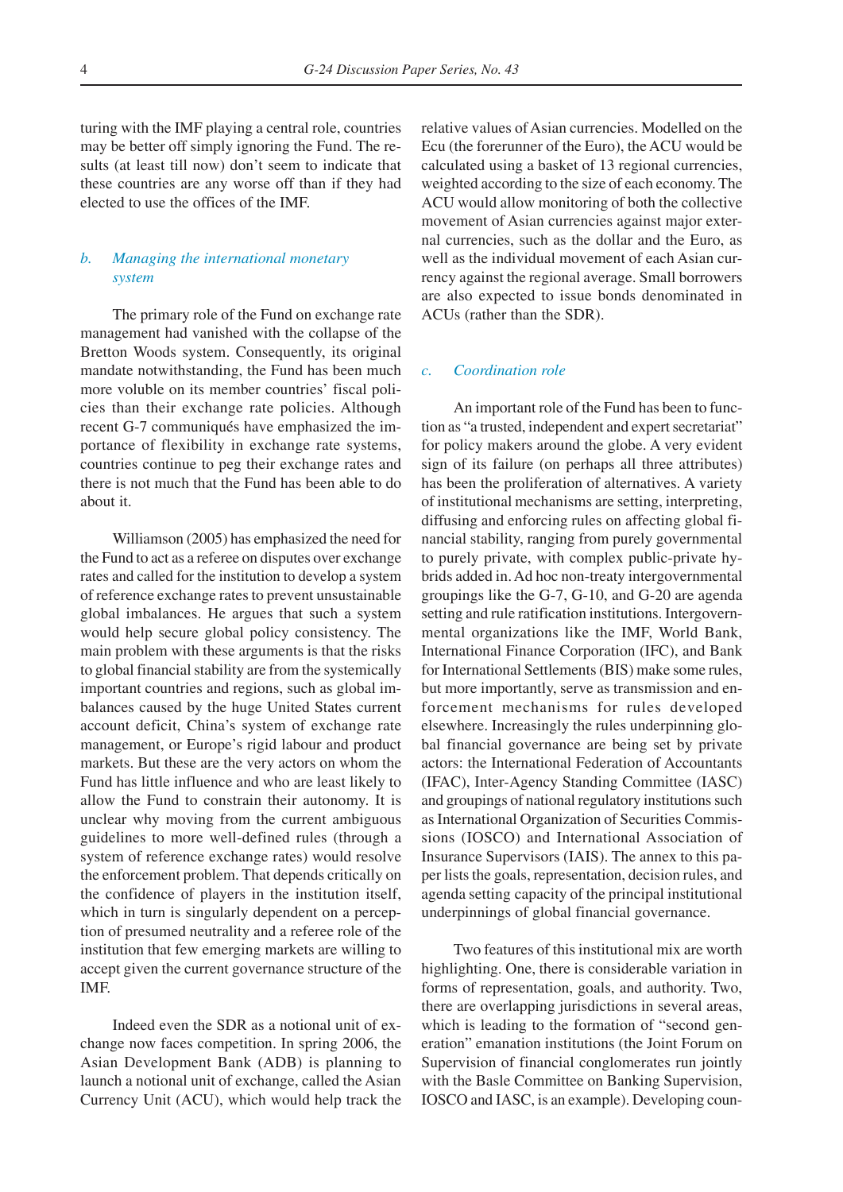turing with the IMF playing a central role, countries may be better off simply ignoring the Fund. The results (at least till now) don't seem to indicate that these countries are any worse off than if they had elected to use the offices of the IMF.

### *b. Managing the international monetary system*

The primary role of the Fund on exchange rate management had vanished with the collapse of the Bretton Woods system. Consequently, its original mandate notwithstanding, the Fund has been much more voluble on its member countries' fiscal policies than their exchange rate policies. Although recent G-7 communiqués have emphasized the importance of flexibility in exchange rate systems, countries continue to peg their exchange rates and there is not much that the Fund has been able to do about it.

Williamson (2005) has emphasized the need for the Fund to act as a referee on disputes over exchange rates and called for the institution to develop a system of reference exchange rates to prevent unsustainable global imbalances. He argues that such a system would help secure global policy consistency. The main problem with these arguments is that the risks to global financial stability are from the systemically important countries and regions, such as global imbalances caused by the huge United States current account deficit, China's system of exchange rate management, or Europe's rigid labour and product markets. But these are the very actors on whom the Fund has little influence and who are least likely to allow the Fund to constrain their autonomy. It is unclear why moving from the current ambiguous guidelines to more well-defined rules (through a system of reference exchange rates) would resolve the enforcement problem. That depends critically on the confidence of players in the institution itself, which in turn is singularly dependent on a perception of presumed neutrality and a referee role of the institution that few emerging markets are willing to accept given the current governance structure of the IMF.

Indeed even the SDR as a notional unit of exchange now faces competition. In spring 2006, the Asian Development Bank (ADB) is planning to launch a notional unit of exchange, called the Asian Currency Unit (ACU), which would help track the relative values of Asian currencies. Modelled on the Ecu (the forerunner of the Euro), the ACU would be calculated using a basket of 13 regional currencies, weighted according to the size of each economy. The ACU would allow monitoring of both the collective movement of Asian currencies against major external currencies, such as the dollar and the Euro, as well as the individual movement of each Asian currency against the regional average. Small borrowers are also expected to issue bonds denominated in ACUs (rather than the SDR).

### *c. Coordination role*

An important role of the Fund has been to function as "a trusted, independent and expert secretariat" for policy makers around the globe. A very evident sign of its failure (on perhaps all three attributes) has been the proliferation of alternatives. A variety of institutional mechanisms are setting, interpreting, diffusing and enforcing rules on affecting global financial stability, ranging from purely governmental to purely private, with complex public-private hybrids added in. Ad hoc non-treaty intergovernmental groupings like the G-7, G-10, and G-20 are agenda setting and rule ratification institutions. Intergovernmental organizations like the IMF, World Bank, International Finance Corporation (IFC), and Bank for International Settlements (BIS) make some rules, but more importantly, serve as transmission and enforcement mechanisms for rules developed elsewhere. Increasingly the rules underpinning global financial governance are being set by private actors: the International Federation of Accountants (IFAC), Inter-Agency Standing Committee (IASC) and groupings of national regulatory institutions such as International Organization of Securities Commissions (IOSCO) and International Association of Insurance Supervisors (IAIS). The annex to this paper lists the goals, representation, decision rules, and agenda setting capacity of the principal institutional underpinnings of global financial governance.

Two features of this institutional mix are worth highlighting. One, there is considerable variation in forms of representation, goals, and authority. Two, there are overlapping jurisdictions in several areas, which is leading to the formation of "second generation" emanation institutions (the Joint Forum on Supervision of financial conglomerates run jointly with the Basle Committee on Banking Supervision, IOSCO and IASC, is an example). Developing coun-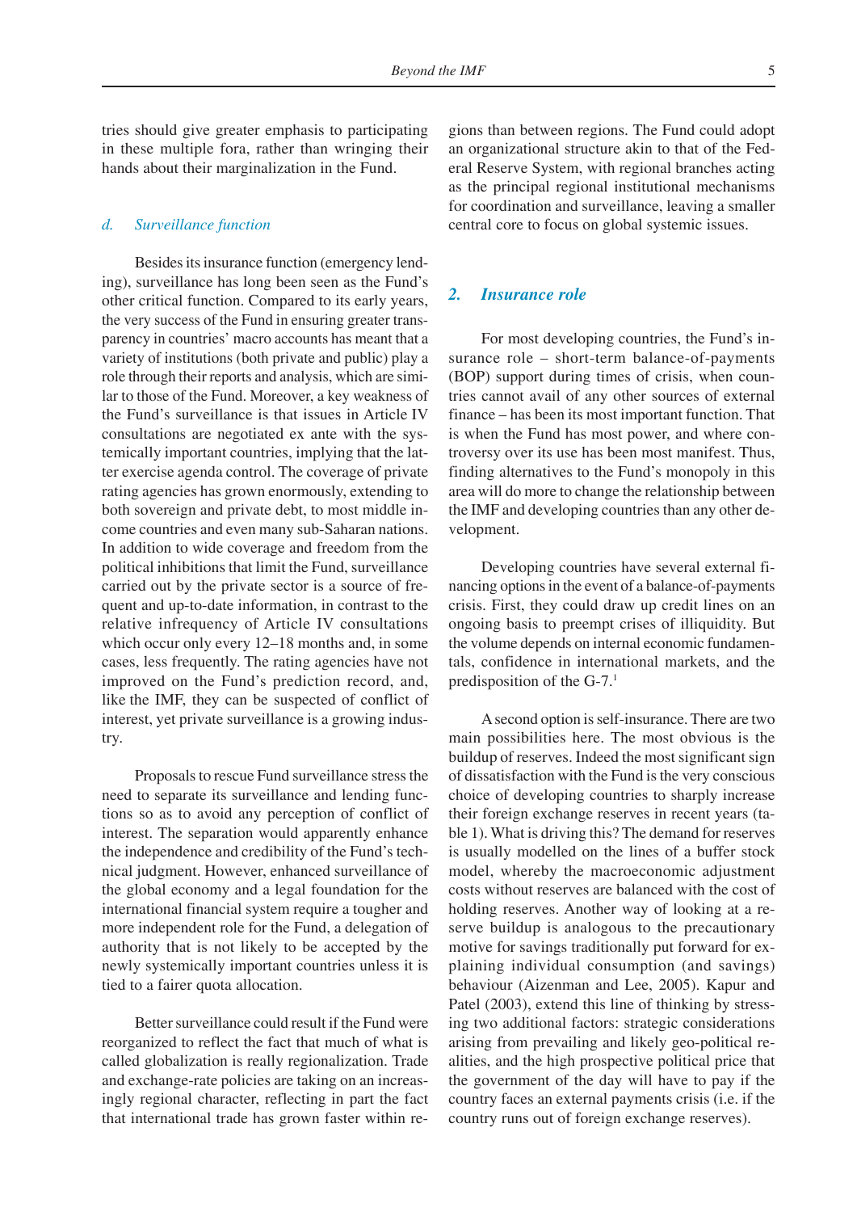tries should give greater emphasis to participating in these multiple fora, rather than wringing their hands about their marginalization in the Fund.

### *d. Surveillance function*

Besides its insurance function (emergency lending), surveillance has long been seen as the Fund's other critical function. Compared to its early years, the very success of the Fund in ensuring greater transparency in countries' macro accounts has meant that a variety of institutions (both private and public) play a role through their reports and analysis, which are similar to those of the Fund. Moreover, a key weakness of the Fund's surveillance is that issues in Article IV consultations are negotiated ex ante with the systemically important countries, implying that the latter exercise agenda control. The coverage of private rating agencies has grown enormously, extending to both sovereign and private debt, to most middle income countries and even many sub-Saharan nations. In addition to wide coverage and freedom from the political inhibitions that limit the Fund, surveillance carried out by the private sector is a source of frequent and up-to-date information, in contrast to the relative infrequency of Article IV consultations which occur only every 12–18 months and, in some cases, less frequently. The rating agencies have not improved on the Fund's prediction record, and, like the IMF, they can be suspected of conflict of interest, yet private surveillance is a growing industry.

Proposals to rescue Fund surveillance stress the need to separate its surveillance and lending functions so as to avoid any perception of conflict of interest. The separation would apparently enhance the independence and credibility of the Fund's technical judgment. However, enhanced surveillance of the global economy and a legal foundation for the international financial system require a tougher and more independent role for the Fund, a delegation of authority that is not likely to be accepted by the newly systemically important countries unless it is tied to a fairer quota allocation.

Better surveillance could result if the Fund were reorganized to reflect the fact that much of what is called globalization is really regionalization. Trade and exchange-rate policies are taking on an increasingly regional character, reflecting in part the fact that international trade has grown faster within regions than between regions. The Fund could adopt an organizational structure akin to that of the Federal Reserve System, with regional branches acting as the principal regional institutional mechanisms for coordination and surveillance, leaving a smaller central core to focus on global systemic issues.

## 2. *Insurance role*

For most developing countries, the Fund's insurance role – short-term balance-of-payments (BOP) support during times of crisis, when countries cannot avail of any other sources of external finance – has been its most important function. That is when the Fund has most power, and where controversy over its use has been most manifest. Thus, finding alternatives to the Fund's monopoly in this area will do more to change the relationship between the IMF and developing countries than any other development.

Developing countries have several external financing options in the event of a balance-of-payments crisis. First, they could draw up credit lines on an ongoing basis to preempt crises of illiquidity. But the volume depends on internal economic fundamentals, confidence in international markets, and the predisposition of the G-7.[1]

A second option is self-insurance. There are two main possibilities here. The most obvious is the buildup of reserves. Indeed the most significant sign of dissatisfaction with the Fund is the very conscious choice of developing countries to sharply increase their foreign exchange reserves in recent years (table 1). What is driving this? The demand for reserves is usually modelled on the lines of a buffer stock model, whereby the macroeconomic adjustment costs without reserves are balanced with the cost of holding reserves. Another way of looking at a reserve buildup is analogous to the precautionary motive for savings traditionally put forward for explaining individual consumption (and savings) behaviour (Aizenman and Lee, 2005). Kapur and Patel (2003), extend this line of thinking by stressing two additional factors: strategic considerations arising from prevailing and likely geo-political realities, and the high prospective political price that the government of the day will have to pay if the country faces an external payments crisis (i.e. if the country runs out of foreign exchange reserves).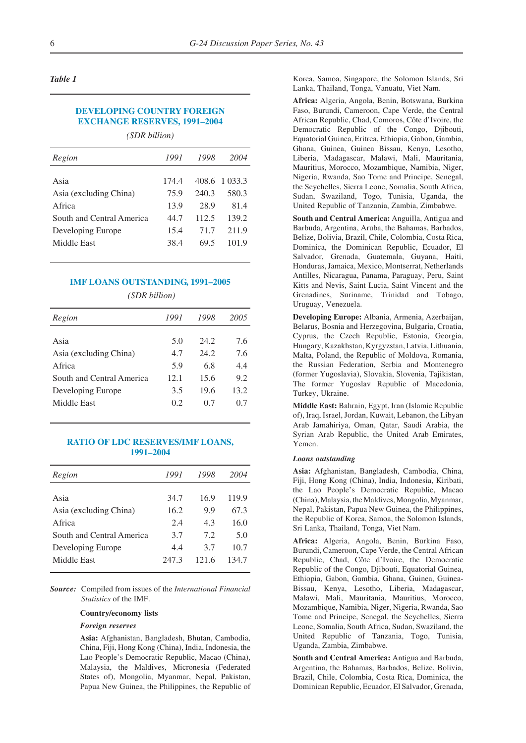*Table 1*

**DEVELOPING COUNTRY FOREIGN EXCHANGE RESERVES, 1991–2004**

*(SDR billion)*

| *Region* | *1991* | *1998* | *2004* |
|---|---|---|---|
| Asia | 174.4 | 408.6 | 1 033.3 |
| Asia (excluding China) | 75.9 | 240.3 | 580.3 |
| Africa | 13.9 | 28.9 | 81.4 |
| South and Central America | 44.7 | 112.5 | 139.2 |
| Developing Europe | 15.4 | 71.7 | 211.9 |
| Middle East | 38.4 | 69.5 | 101.9 |

**IMF LOANS OUTSTANDING, 1991–2005**

*(SDR billion)*

| *Region* | *1991* | *1998* | *2005* |
|---|---|---|---|
| Asia | 5.0 | 24.2 | 7.6 |
| Asia (excluding China) | 4.7 | 24.2 | 7.6 |
| Africa | 5.9 | 6.8 | 4.4 |
| South and Central America | 12.1 | 15.6 | 9.2 |
| Developing Europe | 3.5 | 19.6 | 13.2 |
| Middle East | 0.2 | 0.7 | 0.7 |

**RATIO OF LDC RESERVES/IMF LOANS, 1991–2004**

| *Region* | *1991* | *1998* | *2004* |
|---|---|---|---|
| Asia | 34.7 | 16.9 | 119.9 |
| Asia (excluding China) | 16.2 | 9.9 | 67.3 |
| Africa | 2.4 | 4.3 | 16.0 |
| South and Central America | 3.7 | 7.2 | 5.0 |
| Developing Europe | 4.4 | 3.7 | 10.7 |
| Middle East | 247.3 | 121.6 | 134.7 |

***Source:*** Compiled from issues of the *International Financial Statistics* of the IMF.

**Country/economy lists**

***Foreign reserves***

**Asia:** Afghanistan, Bangladesh, Bhutan, Cambodia, China, Fiji, Hong Kong (China), India, Indonesia, the Lao People's Democratic Republic, Macao (China), Malaysia, the Maldives, Micronesia (Federated States of), Mongolia, Myanmar, Nepal, Pakistan, Papua New Guinea, the Philippines, the Republic of Korea, Samoa, Singapore, the Solomon Islands, Sri Lanka, Thailand, Tonga, Vanuatu, Viet Nam.

**Africa:** Algeria, Angola, Benin, Botswana, Burkina Faso, Burundi, Cameroon, Cape Verde, the Central African Republic, Chad, Comoros, Côte d'Ivoire, the Democratic Republic of the Congo, Djibouti, Equatorial Guinea, Eritrea, Ethiopia, Gabon, Gambia, Ghana, Guinea, Guinea Bissau, Kenya, Lesotho, Liberia, Madagascar, Malawi, Mali, Mauritania, Mauritius, Morocco, Mozambique, Namibia, Niger, Nigeria, Rwanda, Sao Tome and Principe, Senegal, the Seychelles, Sierra Leone, Somalia, South Africa, Sudan, Swaziland, Togo, Tunisia, Uganda, the United Republic of Tanzania, Zambia, Zimbabwe.

**South and Central America:** Anguilla, Antigua and Barbuda, Argentina, Aruba, the Bahamas, Barbados, Belize, Bolivia, Brazil, Chile, Colombia, Costa Rica, Dominica, the Dominican Republic, Ecuador, El Salvador, Grenada, Guatemala, Guyana, Haiti, Honduras, Jamaica, Mexico, Montserrat, Netherlands Antilles, Nicaragua, Panama, Paraguay, Peru, Saint Kitts and Nevis, Saint Lucia, Saint Vincent and the Grenadines, Suriname, Trinidad and Tobago, Uruguay, Venezuela.

**Developing Europe:** Albania, Armenia, Azerbaijan, Belarus, Bosnia and Herzegovina, Bulgaria, Croatia, Cyprus, the Czech Republic, Estonia, Georgia, Hungary, Kazakhstan, Kyrgyzstan, Latvia, Lithuania, Malta, Poland, the Republic of Moldova, Romania, the Russian Federation, Serbia and Montenegro (former Yugoslavia), Slovakia, Slovenia, Tajikistan, The former Yugoslav Republic of Macedonia, Turkey, Ukraine.

**Middle East:** Bahrain, Egypt, Iran (Islamic Republic of), Iraq, Israel, Jordan, Kuwait, Lebanon, the Libyan Arab Jamahiriya, Oman, Qatar, Saudi Arabia, the Syrian Arab Republic, the United Arab Emirates, Yemen.

***Loans outstanding***

**Asia:** Afghanistan, Bangladesh, Cambodia, China, Fiji, Hong Kong (China), India, Indonesia, Kiribati, the Lao People's Democratic Republic, Macao (China), Malaysia, the Maldives, Mongolia, Myanmar, Nepal, Pakistan, Papua New Guinea, the Philippines, the Republic of Korea, Samoa, the Solomon Islands, Sri Lanka, Thailand, Tonga, Viet Nam.

**Africa:** Algeria, Angola, Benin, Burkina Faso, Burundi, Cameroon, Cape Verde, the Central African Republic, Chad, Côte d'Ivoire, the Democratic Republic of the Congo, Djibouti, Equatorial Guinea, Ethiopia, Gabon, Gambia, Ghana, Guinea, Guinea-Bissau, Kenya, Lesotho, Liberia, Madagascar, Malawi, Mali, Mauritania, Mauritius, Morocco, Mozambique, Namibia, Niger, Nigeria, Rwanda, Sao Tome and Principe, Senegal, the Seychelles, Sierra Leone, Somalia, South Africa, Sudan, Swaziland, the United Republic of Tanzania, Togo, Tunisia, Uganda, Zambia, Zimbabwe.

**South and Central America:** Antigua and Barbuda, Argentina, the Bahamas, Barbados, Belize, Bolivia, Brazil, Chile, Colombia, Costa Rica, Dominica, the Dominican Republic, Ecuador, El Salvador, Grenada,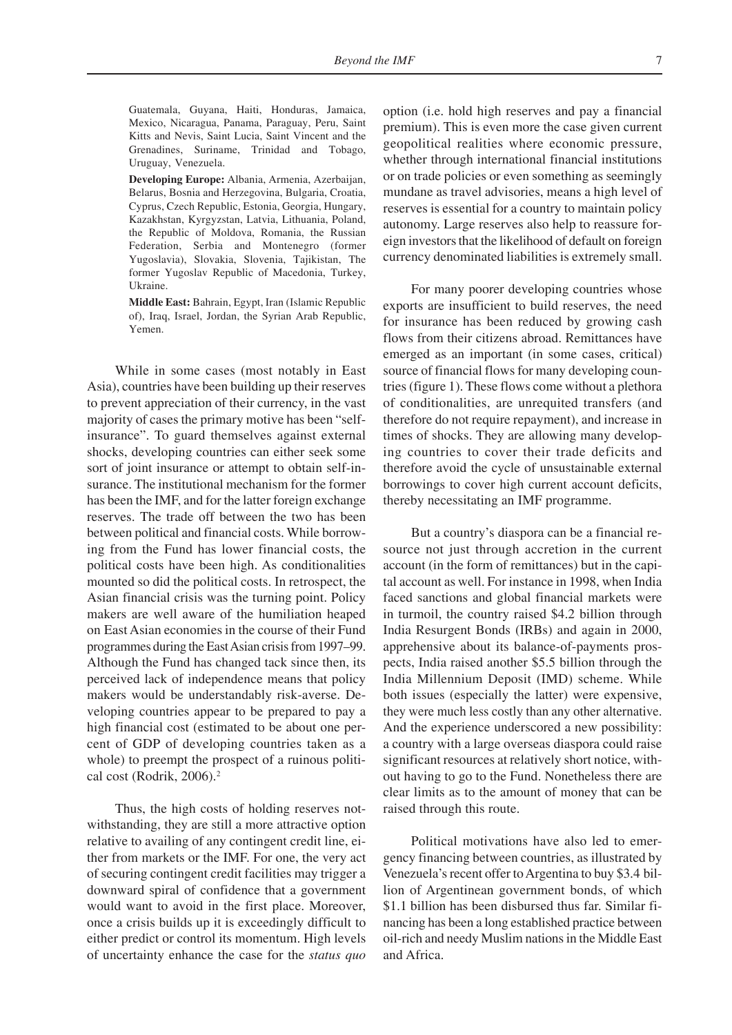Guatemala, Guyana, Haiti, Honduras, Jamaica, Mexico, Nicaragua, Panama, Paraguay, Peru, Saint Kitts and Nevis, Saint Lucia, Saint Vincent and the Grenadines, Suriname, Trinidad and Tobago, Uruguay, Venezuela.

**Developing Europe:** Albania, Armenia, Azerbaijan, Belarus, Bosnia and Herzegovina, Bulgaria, Croatia, Cyprus, Czech Republic, Estonia, Georgia, Hungary, Kazakhstan, Kyrgyzstan, Latvia, Lithuania, Poland, the Republic of Moldova, Romania, the Russian Federation, Serbia and Montenegro (former Yugoslavia), Slovakia, Slovenia, Tajikistan, The former Yugoslav Republic of Macedonia, Turkey, Ukraine.

**Middle East:** Bahrain, Egypt, Iran (Islamic Republic of), Iraq, Israel, Jordan, the Syrian Arab Republic, Yemen.

While in some cases (most notably in East Asia), countries have been building up their reserves to prevent appreciation of their currency, in the vast majority of cases the primary motive has been "self-insurance". To guard themselves against external shocks, developing countries can either seek some sort of joint insurance or attempt to obtain self-insurance. The institutional mechanism for the former has been the IMF, and for the latter foreign exchange reserves. The trade off between the two has been between political and financial costs. While borrowing from the Fund has lower financial costs, the political costs have been high. As conditionalities mounted so did the political costs. In retrospect, the Asian financial crisis was the turning point. Policy makers are well aware of the humiliation heaped on East Asian economies in the course of their Fund programmes during the East Asian crisis from 1997–99. Although the Fund has changed tack since then, its perceived lack of independence means that policy makers would be understandably risk-averse. Developing countries appear to be prepared to pay a high financial cost (estimated to be about one percent of GDP of developing countries taken as a whole) to preempt the prospect of a ruinous political cost (Rodrik, 2006).[2]

Thus, the high costs of holding reserves notwithstanding, they are still a more attractive option relative to availing of any contingent credit line, either from markets or the IMF. For one, the very act of securing contingent credit facilities may trigger a downward spiral of confidence that a government would want to avoid in the first place. Moreover, once a crisis builds up it is exceedingly difficult to either predict or control its momentum. High levels of uncertainty enhance the case for the *status quo* option (i.e. hold high reserves and pay a financial premium). This is even more the case given current geopolitical realities where economic pressure, whether through international financial institutions or on trade policies or even something as seemingly mundane as travel advisories, means a high level of reserves is essential for a country to maintain policy autonomy. Large reserves also help to reassure foreign investors that the likelihood of default on foreign currency denominated liabilities is extremely small.

For many poorer developing countries whose exports are insufficient to build reserves, the need for insurance has been reduced by growing cash flows from their citizens abroad. Remittances have emerged as an important (in some cases, critical) source of financial flows for many developing countries (figure 1). These flows come without a plethora of conditionalities, are unrequited transfers (and therefore do not require repayment), and increase in times of shocks. They are allowing many developing countries to cover their trade deficits and therefore avoid the cycle of unsustainable external borrowings to cover high current account deficits, thereby necessitating an IMF programme.

But a country's diaspora can be a financial resource not just through accretion in the current account (in the form of remittances) but in the capital account as well. For instance in 1998, when India faced sanctions and global financial markets were in turmoil, the country raised $4.2 billion through India Resurgent Bonds (IRBs) and again in 2000, apprehensive about its balance-of-payments prospects, India raised another $5.5 billion through the India Millennium Deposit (IMD) scheme. While both issues (especially the latter) were expensive, they were much less costly than any other alternative. And the experience underscored a new possibility: a country with a large overseas diaspora could raise significant resources at relatively short notice, without having to go to the Fund. Nonetheless there are clear limits as to the amount of money that can be raised through this route.

Political motivations have also led to emergency financing between countries, as illustrated by Venezuela's recent offer to Argentina to buy $3.4 billion of Argentinean government bonds, of which $1.1 billion has been disbursed thus far. Similar financing has been a long established practice between oil-rich and needy Muslim nations in the Middle East and Africa.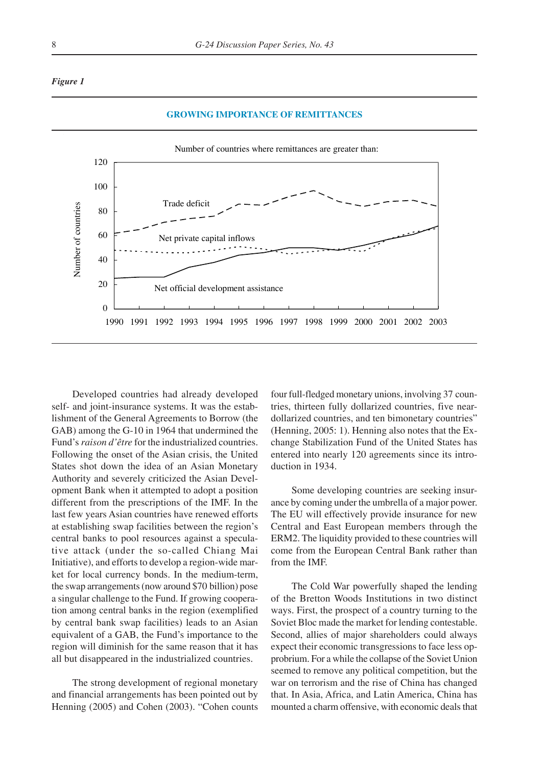*Figure 1*

**GROWING IMPORTANCE OF REMITTANCES**

Number of countries where remittances are greater than:

Developed countries had already developed self- and joint-insurance systems. It was the establishment of the General Agreements to Borrow (the GAB) among the G-10 in 1964 that undermined the Fund's *raison d'être* for the industrialized countries. Following the onset of the Asian crisis, the United States shot down the idea of an Asian Monetary Authority and severely criticized the Asian Development Bank when it attempted to adopt a position different from the prescriptions of the IMF. In the last few years Asian countries have renewed efforts at establishing swap facilities between the region's central banks to pool resources against a speculative attack (under the so-called Chiang Mai Initiative), and efforts to develop a region-wide market for local currency bonds. In the medium-term, the swap arrangements (now around $70 billion) pose a singular challenge to the Fund. If growing cooperation among central banks in the region (exemplified by central bank swap facilities) leads to an Asian equivalent of a GAB, the Fund's importance to the region will diminish for the same reason that it has all but disappeared in the industrialized countries.

The strong development of regional monetary and financial arrangements has been pointed out by Henning (2005) and Cohen (2003). "Cohen counts four full-fledged monetary unions, involving 37 countries, thirteen fully dollarized countries, five near-dollarized countries, and ten bimonetary countries" (Henning, 2005: 1). Henning also notes that the Exchange Stabilization Fund of the United States has entered into nearly 120 agreements since its introduction in 1934.

Some developing countries are seeking insurance by coming under the umbrella of a major power. The EU will effectively provide insurance for new Central and East European members through the ERM2. The liquidity provided to these countries will come from the European Central Bank rather than from the IMF.

The Cold War powerfully shaped the lending of the Bretton Woods Institutions in two distinct ways. First, the prospect of a country turning to the Soviet Bloc made the market for lending contestable. Second, allies of major shareholders could always expect their economic transgressions to face less opprobrium. For a while the collapse of the Soviet Union seemed to remove any political competition, but the war on terrorism and the rise of China has changed that. In Asia, Africa, and Latin America, China has mounted a charm offensive, with economic deals that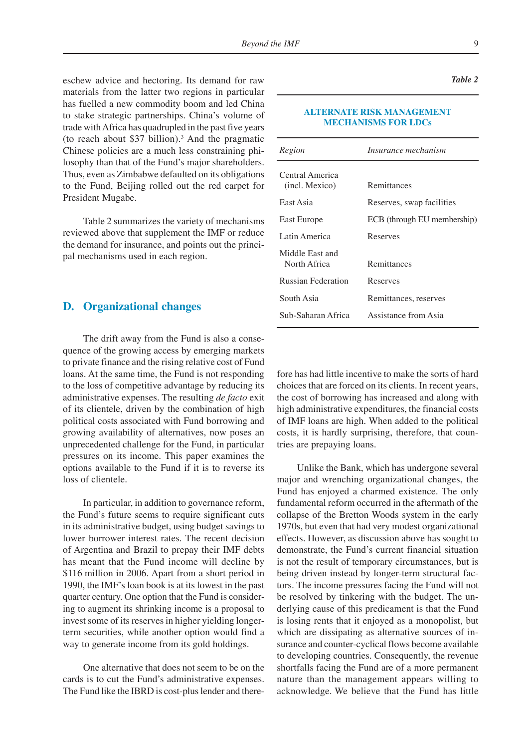eschew advice and hectoring. Its demand for raw materials from the latter two regions in particular has fuelled a new commodity boom and led China to stake strategic partnerships. China's volume of trade with Africa has quadrupled in the past five years (to reach about $37 billion).[3] And the pragmatic Chinese policies are a much less constraining philosophy than that of the Fund's major shareholders. Thus, even as Zimbabwe defaulted on its obligations to the Fund, Beijing rolled out the red carpet for President Mugabe.

Table 2 summarizes the variety of mechanisms reviewed above that supplement the IMF or reduce the demand for insurance, and points out the principal mechanisms used in each region.

***Table 2***

**ALTERNATE RISK MANAGEMENT MECHANISMS FOR LDCs**

| *Region* | *Insurance mechanism* |
|---|---|
| Central America (incl. Mexico) | Remittances |
| East Asia | Reserves, swap facilities |
| East Europe | ECB (through EU membership) |
| Latin America | Reserves |
| Middle East and North Africa | Remittances |
| Russian Federation | Reserves |
| South Asia | Remittances, reserves |
| Sub-Saharan Africa | Assistance from Asia |

## D. Organizational changes

The drift away from the Fund is also a consequence of the growing access by emerging markets to private finance and the rising relative cost of Fund loans. At the same time, the Fund is not responding to the loss of competitive advantage by reducing its administrative expenses. The resulting *de facto* exit of its clientele, driven by the combination of high political costs associated with Fund borrowing and growing availability of alternatives, now poses an unprecedented challenge for the Fund, in particular pressures on its income. This paper examines the options available to the Fund if it is to reverse its loss of clientele.

In particular, in addition to governance reform, the Fund's future seems to require significant cuts in its administrative budget, using budget savings to lower borrower interest rates. The recent decision of Argentina and Brazil to prepay their IMF debts has meant that the Fund income will decline by $116 million in 2006. Apart from a short period in 1990, the IMF's loan book is at its lowest in the past quarter century. One option that the Fund is considering to augment its shrinking income is a proposal to invest some of its reserves in higher yielding longer-term securities, while another option would find a way to generate income from its gold holdings.

One alternative that does not seem to be on the cards is to cut the Fund's administrative expenses. The Fund like the IBRD is cost-plus lender and therefore has had little incentive to make the sorts of hard choices that are forced on its clients. In recent years, the cost of borrowing has increased and along with high administrative expenditures, the financial costs of IMF loans are high. When added to the political costs, it is hardly surprising, therefore, that countries are prepaying loans.

Unlike the Bank, which has undergone several major and wrenching organizational changes, the Fund has enjoyed a charmed existence. The only fundamental reform occurred in the aftermath of the collapse of the Bretton Woods system in the early 1970s, but even that had very modest organizational effects. However, as discussion above has sought to demonstrate, the Fund's current financial situation is not the result of temporary circumstances, but is being driven instead by longer-term structural factors. The income pressures facing the Fund will not be resolved by tinkering with the budget. The underlying cause of this predicament is that the Fund is losing rents that it enjoyed as a monopolist, but which are dissipating as alternative sources of insurance and counter-cyclical flows become available to developing countries. Consequently, the revenue shortfalls facing the Fund are of a more permanent nature than the management appears willing to acknowledge. We believe that the Fund has little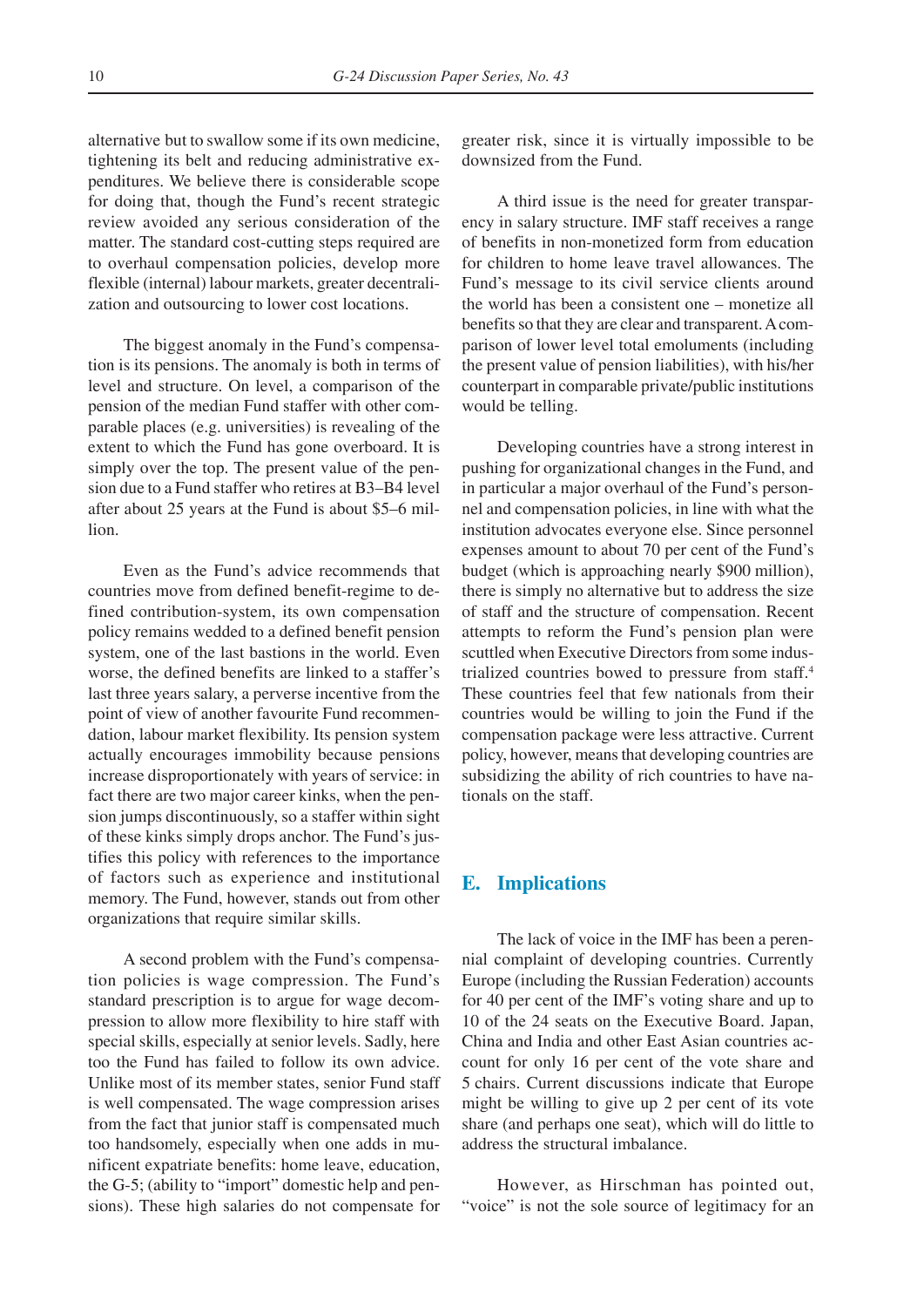alternative but to swallow some if its own medicine, tightening its belt and reducing administrative expenditures. We believe there is considerable scope for doing that, though the Fund's recent strategic review avoided any serious consideration of the matter. The standard cost-cutting steps required are to overhaul compensation policies, develop more flexible (internal) labour markets, greater decentralization and outsourcing to lower cost locations.

The biggest anomaly in the Fund's compensation is its pensions. The anomaly is both in terms of level and structure. On level, a comparison of the pension of the median Fund staffer with other comparable places (e.g. universities) is revealing of the extent to which the Fund has gone overboard. It is simply over the top. The present value of the pension due to a Fund staffer who retires at B3–B4 level after about 25 years at the Fund is about $5–6 million.

Even as the Fund's advice recommends that countries move from defined benefit-regime to defined contribution-system, its own compensation policy remains wedded to a defined benefit pension system, one of the last bastions in the world. Even worse, the defined benefits are linked to a staffer's last three years salary, a perverse incentive from the point of view of another favourite Fund recommendation, labour market flexibility. Its pension system actually encourages immobility because pensions increase disproportionately with years of service: in fact there are two major career kinks, when the pension jumps discontinuously, so a staffer within sight of these kinks simply drops anchor. The Fund's justifies this policy with references to the importance of factors such as experience and institutional memory. The Fund, however, stands out from other organizations that require similar skills.

A second problem with the Fund's compensation policies is wage compression. The Fund's standard prescription is to argue for wage decompression to allow more flexibility to hire staff with special skills, especially at senior levels. Sadly, here too the Fund has failed to follow its own advice. Unlike most of its member states, senior Fund staff is well compensated. The wage compression arises from the fact that junior staff is compensated much too handsomely, especially when one adds in munificent expatriate benefits: home leave, education, the G-5; (ability to "import" domestic help and pensions). These high salaries do not compensate for greater risk, since it is virtually impossible to be downsized from the Fund.

A third issue is the need for greater transparency in salary structure. IMF staff receives a range of benefits in non-monetized form from education for children to home leave travel allowances. The Fund's message to its civil service clients around the world has been a consistent one – monetize all benefits so that they are clear and transparent. A comparison of lower level total emoluments (including the present value of pension liabilities), with his/her counterpart in comparable private/public institutions would be telling.

Developing countries have a strong interest in pushing for organizational changes in the Fund, and in particular a major overhaul of the Fund's personnel and compensation policies, in line with what the institution advocates everyone else. Since personnel expenses amount to about 70 per cent of the Fund's budget (which is approaching nearly $900 million), there is simply no alternative but to address the size of staff and the structure of compensation. Recent attempts to reform the Fund's pension plan were scuttled when Executive Directors from some industrialized countries bowed to pressure from staff.[4] These countries feel that few nationals from their countries would be willing to join the Fund if the compensation package were less attractive. Current policy, however, means that developing countries are subsidizing the ability of rich countries to have nationals on the staff.

## E. Implications

The lack of voice in the IMF has been a perennial complaint of developing countries. Currently Europe (including the Russian Federation) accounts for 40 per cent of the IMF's voting share and up to 10 of the 24 seats on the Executive Board. Japan, China and India and other East Asian countries account for only 16 per cent of the vote share and 5 chairs. Current discussions indicate that Europe might be willing to give up 2 per cent of its vote share (and perhaps one seat), which will do little to address the structural imbalance.

However, as Hirschman has pointed out, "voice" is not the sole source of legitimacy for an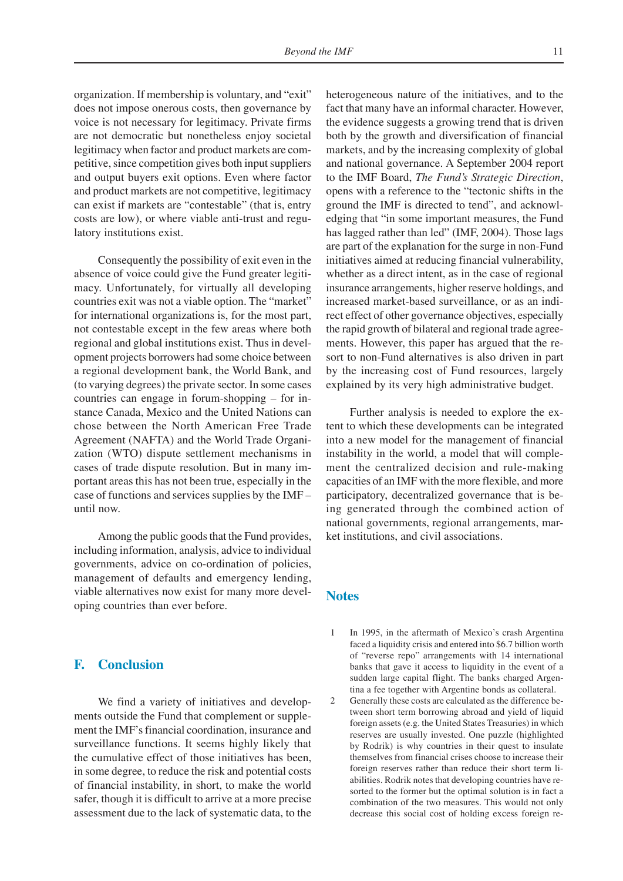organization. If membership is voluntary, and "exit" does not impose onerous costs, then governance by voice is not necessary for legitimacy. Private firms are not democratic but nonetheless enjoy societal legitimacy when factor and product markets are competitive, since competition gives both input suppliers and output buyers exit options. Even where factor and product markets are not competitive, legitimacy can exist if markets are "contestable" (that is, entry costs are low), or where viable anti-trust and regulatory institutions exist.

Consequently the possibility of exit even in the absence of voice could give the Fund greater legitimacy. Unfortunately, for virtually all developing countries exit was not a viable option. The "market" for international organizations is, for the most part, not contestable except in the few areas where both regional and global institutions exist. Thus in development projects borrowers had some choice between a regional development bank, the World Bank, and (to varying degrees) the private sector. In some cases countries can engage in forum-shopping – for instance Canada, Mexico and the United Nations can chose between the North American Free Trade Agreement (NAFTA) and the World Trade Organization (WTO) dispute settlement mechanisms in cases of trade dispute resolution. But in many important areas this has not been true, especially in the case of functions and services supplies by the IMF – until now.

Among the public goods that the Fund provides, including information, analysis, advice to individual governments, advice on co-ordination of policies, management of defaults and emergency lending, viable alternatives now exist for many more developing countries than ever before.

## F. Conclusion

We find a variety of initiatives and developments outside the Fund that complement or supplement the IMF's financial coordination, insurance and surveillance functions. It seems highly likely that the cumulative effect of those initiatives has been, in some degree, to reduce the risk and potential costs of financial instability, in short, to make the world safer, though it is difficult to arrive at a more precise assessment due to the lack of systematic data, to the heterogeneous nature of the initiatives, and to the fact that many have an informal character. However, the evidence suggests a growing trend that is driven both by the growth and diversification of financial markets, and by the increasing complexity of global and national governance. A September 2004 report to the IMF Board, *The Fund's Strategic Direction*, opens with a reference to the "tectonic shifts in the ground the IMF is directed to tend", and acknowledging that "in some important measures, the Fund has lagged rather than led" (IMF, 2004). Those lags are part of the explanation for the surge in non-Fund initiatives aimed at reducing financial vulnerability, whether as a direct intent, as in the case of regional insurance arrangements, higher reserve holdings, and increased market-based surveillance, or as an indirect effect of other governance objectives, especially the rapid growth of bilateral and regional trade agreements. However, this paper has argued that the resort to non-Fund alternatives is also driven in part by the increasing cost of Fund resources, largely explained by its very high administrative budget.

Further analysis is needed to explore the extent to which these developments can be integrated into a new model for the management of financial instability in the world, a model that will complement the centralized decision and rule-making capacities of an IMF with the more flexible, and more participatory, decentralized governance that is being generated through the combined action of national governments, regional arrangements, market institutions, and civil associations.

## Notes

1. In 1995, in the aftermath of Mexico's crash Argentina faced a liquidity crisis and entered into $6.7 billion worth of "reverse repo" arrangements with 14 international banks that gave it access to liquidity in the event of a sudden large capital flight. The banks charged Argentina a fee together with Argentine bonds as collateral.
2. Generally these costs are calculated as the difference between short term borrowing abroad and yield of liquid foreign assets (e.g. the United States Treasuries) in which reserves are usually invested. One puzzle (highlighted by Rodrik) is why countries in their quest to insulate themselves from financial crises choose to increase their foreign reserves rather than reduce their short term liabilities. Rodrik notes that developing countries have resorted to the former but the optimal solution is in fact a combination of the two measures. This would not only decrease this social cost of holding excess foreign re-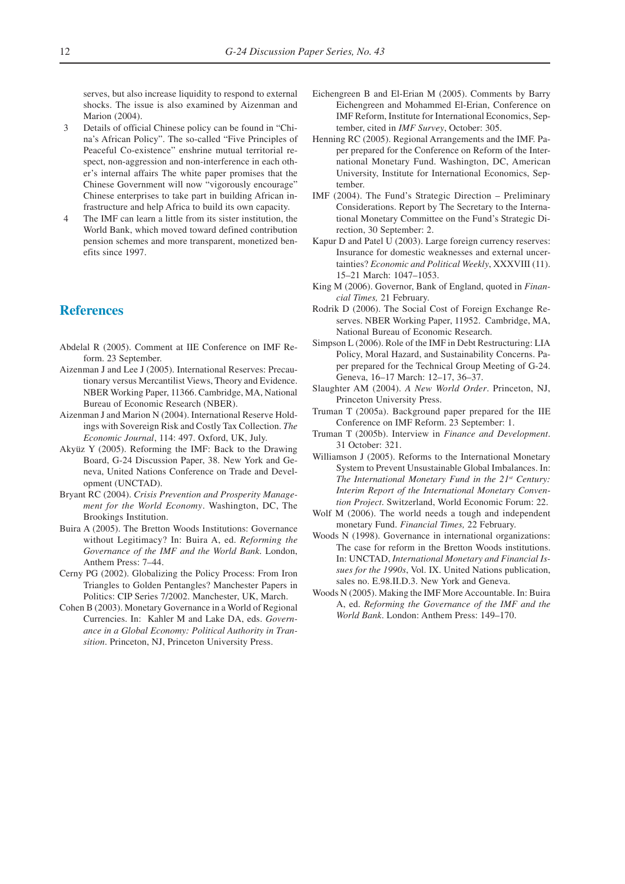serves, but also increase liquidity to respond to external shocks. The issue is also examined by Aizenman and Marion (2004).

3 Details of official Chinese policy can be found in "China's African Policy". The so-called "Five Principles of Peaceful Co-existence" enshrine mutual territorial respect, non-aggression and non-interference in each other's internal affairs The white paper promises that the Chinese Government will now "vigorously encourage" Chinese enterprises to take part in building African infrastructure and help Africa to build its own capacity.

4 The IMF can learn a little from its sister institution, the World Bank, which moved toward defined contribution pension schemes and more transparent, monetized benefits since 1997.

## References

Abdelal R (2005). Comment at IIE Conference on IMF Reform. 23 September.

Aizenman J and Lee J (2005). International Reserves: Precautionary versus Mercantilist Views, Theory and Evidence. NBER Working Paper, 11366. Cambridge, MA, National Bureau of Economic Research (NBER).

Aizenman J and Marion N (2004). International Reserve Holdings with Sovereign Risk and Costly Tax Collection. *The Economic Journal*, 114: 497. Oxford, UK, July.

Akyüz Y (2005). Reforming the IMF: Back to the Drawing Board, G-24 Discussion Paper, 38. New York and Geneva, United Nations Conference on Trade and Development (UNCTAD).

Bryant RC (2004). *Crisis Prevention and Prosperity Management for the World Economy*. Washington, DC, The Brookings Institution.

Buira A (2005). The Bretton Woods Institutions: Governance without Legitimacy? In: Buira A, ed. *Reforming the Governance of the IMF and the World Bank*. London, Anthem Press: 7–44.

Cerny PG (2002). Globalizing the Policy Process: From Iron Triangles to Golden Pentangles? Manchester Papers in Politics: CIP Series 7/2002. Manchester, UK, March.

Cohen B (2003). Monetary Governance in a World of Regional Currencies. In: Kahler M and Lake DA, eds. *Governance in a Global Economy: Political Authority in Transition*. Princeton, NJ, Princeton University Press.

Eichengreen B and El-Erian M (2005). Comments by Barry Eichengreen and Mohammed El-Erian, Conference on IMF Reform, Institute for International Economics, September, cited in *IMF Survey*, October: 305.

Henning RC (2005). Regional Arrangements and the IMF. Paper prepared for the Conference on Reform of the International Monetary Fund. Washington, DC, American University, Institute for International Economics, September.

IMF (2004). The Fund's Strategic Direction – Preliminary Considerations. Report by The Secretary to the International Monetary Committee on the Fund's Strategic Direction, 30 September: 2.

Kapur D and Patel U (2003). Large foreign currency reserves: Insurance for domestic weaknesses and external uncertainties? *Economic and Political Weekly*, XXXVIII (11). 15–21 March: 1047–1053.

King M (2006). Governor, Bank of England, quoted in *Financial Times,* 21 February.

Rodrik D (2006). The Social Cost of Foreign Exchange Reserves. NBER Working Paper, 11952. Cambridge, MA, National Bureau of Economic Research.

Simpson L (2006). Role of the IMF in Debt Restructuring: LIA Policy, Moral Hazard, and Sustainability Concerns. Paper prepared for the Technical Group Meeting of G-24. Geneva, 16–17 March: 12–17, 36–37.

Slaughter AM (2004). *A New World Order*. Princeton, NJ, Princeton University Press.

Truman T (2005a). Background paper prepared for the IIE Conference on IMF Reform. 23 September: 1.

Truman T (2005b). Interview in *Finance and Development*. 31 October: 321.

Williamson J (2005). Reforms to the International Monetary System to Prevent Unsustainable Global Imbalances. In: *The International Monetary Fund in the 21st Century: Interim Report of the International Monetary Convention Project*. Switzerland, World Economic Forum: 22.

Wolf M (2006). The world needs a tough and independent monetary Fund. *Financial Times,* 22 February.

Woods N (1998). Governance in international organizations: The case for reform in the Bretton Woods institutions. In: UNCTAD, *International Monetary and Financial Issues for the 1990s*, Vol. IX. United Nations publication, sales no. E.98.II.D.3. New York and Geneva.

Woods N (2005). Making the IMF More Accountable. In: Buira A, ed. *Reforming the Governance of the IMF and the World Bank*. London: Anthem Press: 149–170.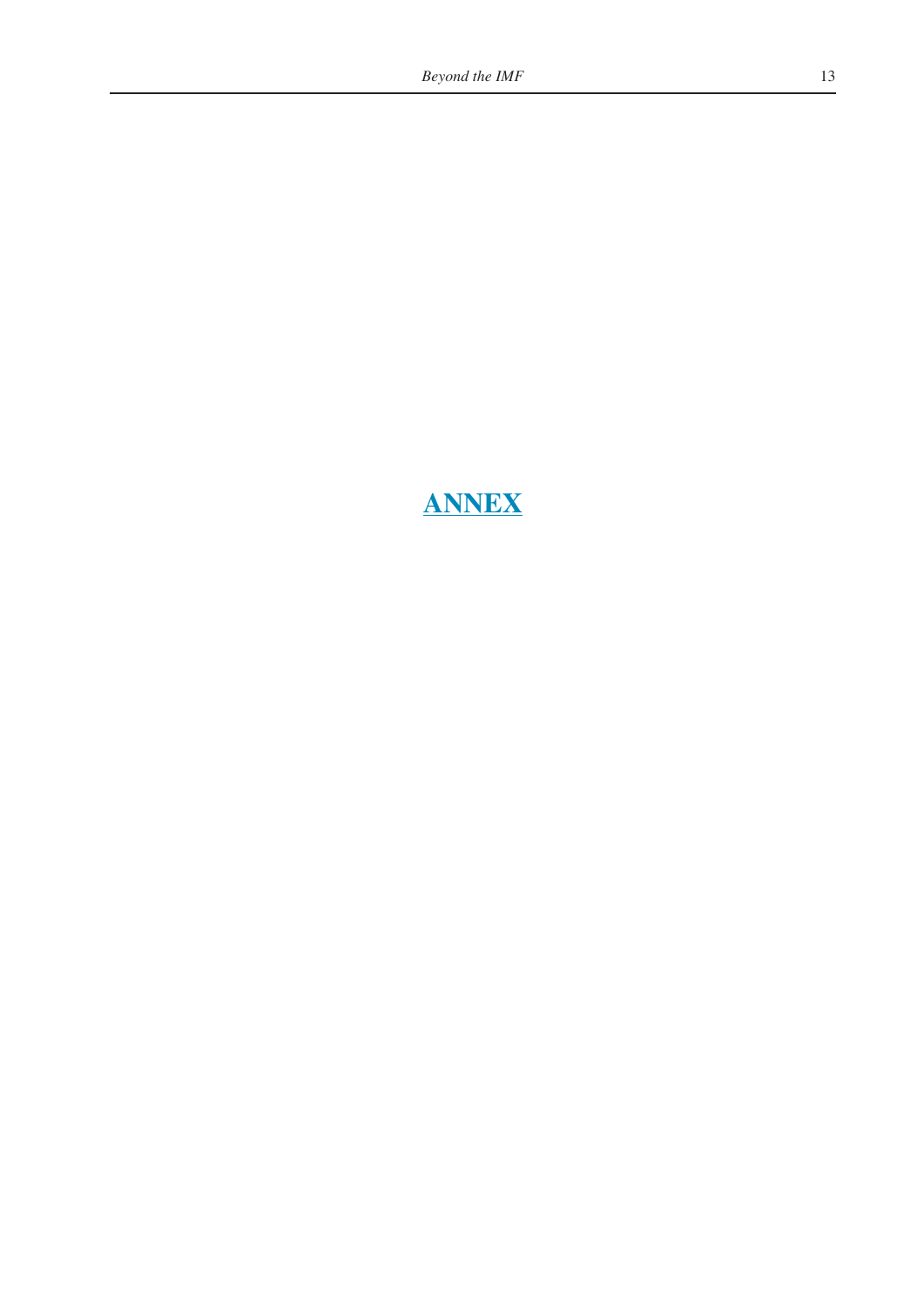# ANNEX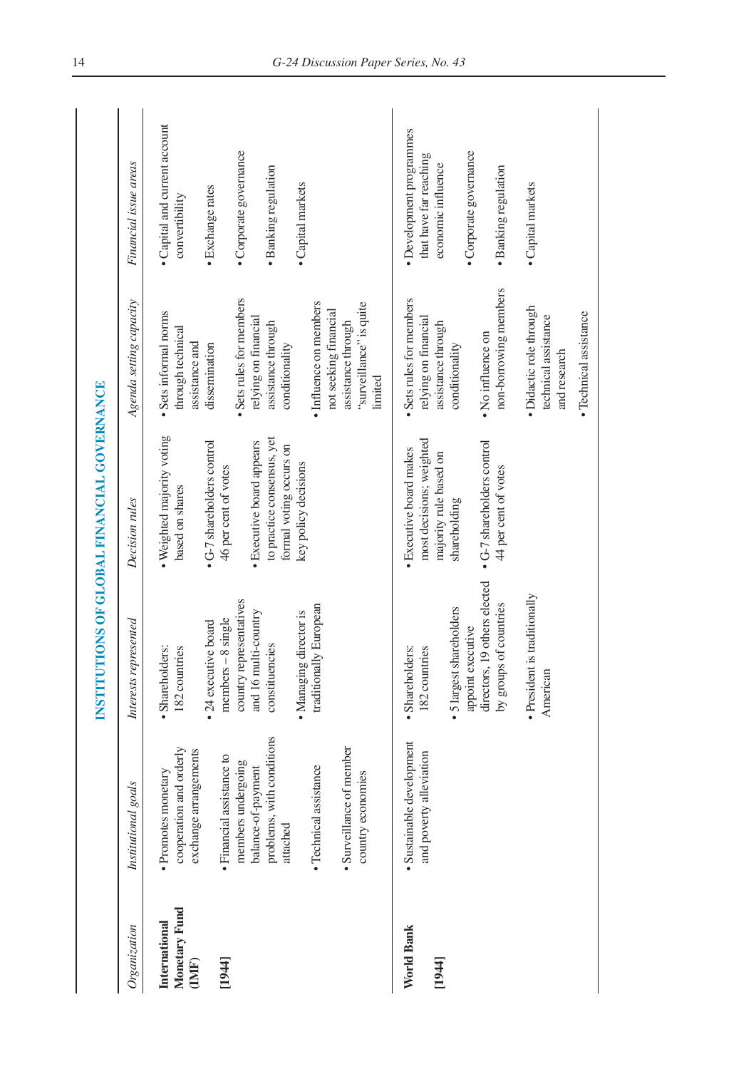## INSTITUTIONS OF GLOBAL FINANCIAL GOVERNANCE

| *Organization* | *Institutional goals* | *Interests represented* | *Decision rules* | *Agenda setting capacity* | *Financial issue areas* |
|---|---|---|---|---|---|
| **International Monetary Fund (IMF)** **[1944]** | • Promotes monetary cooperation and orderly exchange arrangements<br>• Financial assistance to members undergoing balance-of-payment problems, with conditions attached<br>• Technical assistance<br>• Surveillance of member country economies | • Shareholders: 182 countries<br>• 24 executive board members – 8 single country representatives and 16 multi-country constituencies<br>• Managing director is traditionally European | • Weighted majority voting based on shares<br>• G-7 shareholders control 46 per cent of votes<br>• Executive board appears to practice consensus, yet formal voting occurs on key policy decisions | • Sets informal norms through technical assistance and dissemination<br>• Sets rules for members relying on financial assistance through conditionality<br>• Influence on members not seeking financial assistance through "surveillance" is quite limited | • Capital and current account convertibility<br>• Exchange rates<br>• Corporate governance<br>• Banking regulation<br>• Capital markets |
| **World Bank** **[1944]** | • Sustainable development and poverty alleviation | • Shareholders: 182 countries<br>• 5 largest shareholders appoint executive directors, 19 others elected by groups of countries<br>• President is traditionally American | • Executive board makes most decisions; weighted majority rule based on shareholding<br>• G-7 shareholders control 44 per cent of votes | • Sets rules for members relying on financial assistance through conditionality<br>• No influence on non-borrowing members<br>• Didactic role through technical assistance and research<br>• Technical assistance | • Development programmes that have far reaching economic influence<br>• Corporate governance<br>• Banking regulation<br>• Capital markets |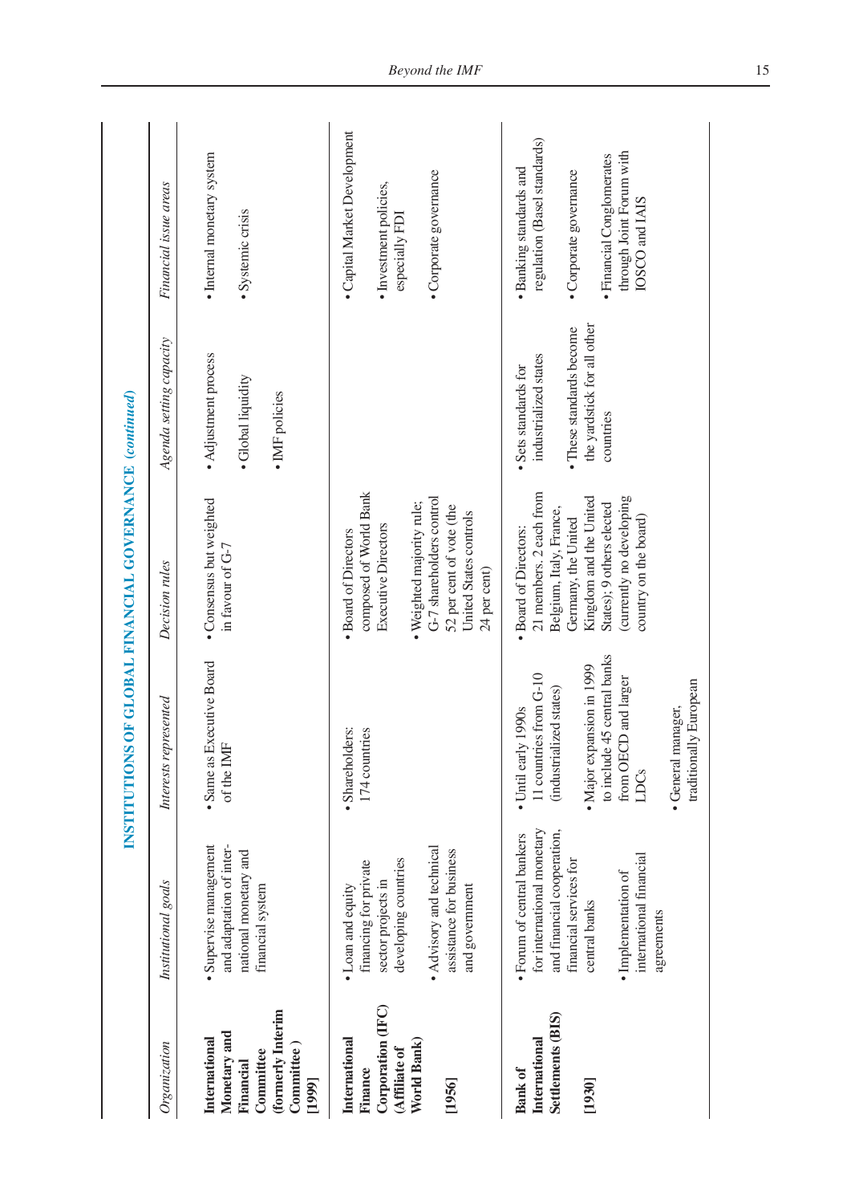**INSTITUTIONS OF GLOBAL FINANCIAL GOVERNANCE** *(continued)*

| *Organization* | *Institutional goals* | *Interests represented* | *Decision rules* | *Agenda setting capacity* | *Financial issue areas* |
|---|---|---|---|---|---|
| **International Monetary and Financial Committee (formerly Interim Committee) [1999]** | • Supervise management and adaptation of international monetary and financial system | • Same as Executive Board of the IMF | • Consensus but weighted in favour of G-7 | • Adjustment process<br>• Global liquidity<br>• IMF policies | • Internal monetary system<br>• Systemic crisis |
| **International Finance Corporation (IFC) (Affiliate of World Bank) [1956]** | • Loan and equity financing for private sector projects in developing countries<br>• Advisory and technical assistance for business and government | • Shareholders: 174 countries | • Board of Directors composed of World Bank Executive Directors<br>• Weighted majority rule; G-7 shareholders control 52 per cent of vote (the United States controls 24 per cent) | | • Capital Market Development<br>• Investment policies, especially FDI<br>• Corporate governance |
| **Bank of International Settlements (BIS) [1930]** | • Forum of central bankers for international monetary and financial cooperation, financial services for central banks<br>• Implementation of international financial agreements | • Until early 1990s 11 countries from G-10 (industrialized states)<br>• Major expansion in 1999 to include 45 central banks from OECD and larger LDCs<br>• General manager, traditionally European | • Board of Directors: 21 members. 2 each from Belgium, Italy, France, Germany, the United Kingdom and the United States); 9 others elected (currently no developing country on the board) | • Sets standards for industrialized states<br>• These standards become the yardstick for all other countries | • Banking standards and regulation (Basel standards)<br>• Corporate governance<br>• Financial Conglomerates through Joint Forum with IOSCO and IAIS |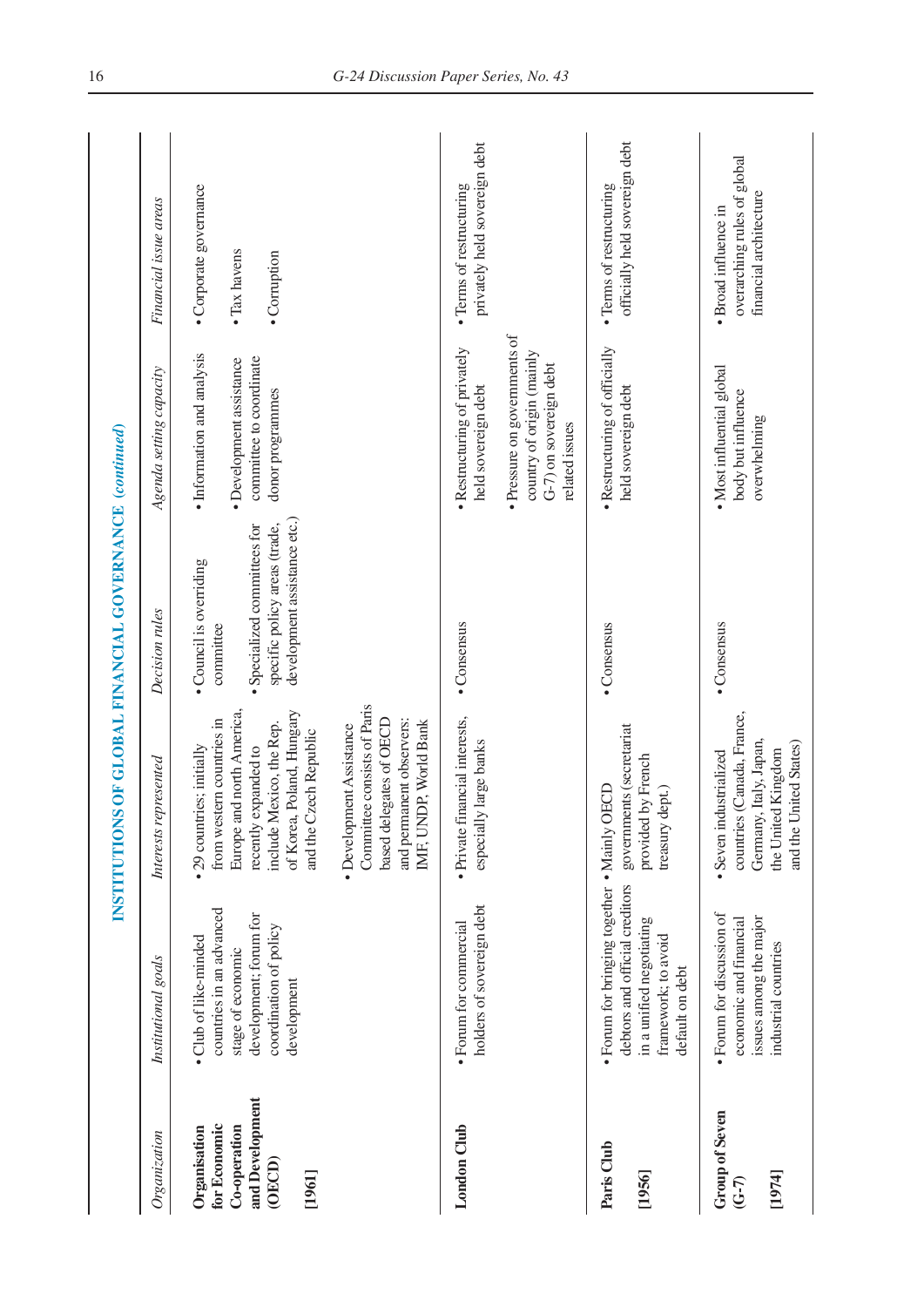**INSTITUTIONS OF GLOBAL FINANCIAL GOVERNANCE** *(continued)*

| *Organization* | *Institutional goals* | *Interests represented* | *Decision rules* | *Agenda setting capacity* | *Financial issue areas* |
|---|---|---|---|---|---|
| **Organisation for Economic Co-operation and Development (OECD)** **[1961]** | • Club of like-minded countries in an advanced stage of economic development; forum for coordination of policy development | • 29 countries; initially from western countries in Europe and north America, recently expanded to include Mexico, the Rep. of Korea, Poland, Hungary and the Czech Republic • Development Assistance Committee consists of Paris based delegates of OECD and permanent observers: IMF, UNDP, World Bank | • Council is overriding committee • Specialized committees for specific policy areas (trade, development assistance etc.) | • Information and analysis • Development assistance committee to coordinate donor programmes | • Corporate governance • Tax havens • Corruption |
| **London Club** | • Forum for commercial holders of sovereign debt | • Private financial interests, especially large banks | • Consensus | • Restructuring of privately held sovereign debt • Pressure on governments of country of origin (mainly G-7) on sovereign debt related issues | • Terms of restructuring privately held sovereign debt |
| **Paris Club** **[1956]** | • Forum for bringing together debtors and official creditors in a unified negotiating framework; to avoid default on debt | • Mainly OECD governments (secretariat provided by French treasury dept.) | • Consensus | • Restructuring of officially held sovereign debt | • Terms of restructuring officially held sovereign debt |
| **Group of Seven (G-7)** **[1974]** | • Forum for discussion of economic and financial issues among the major industrial countries | • Seven industrialized countries (Canada, France, Germany, Italy, Japan, the United Kingdom and the United States) | • Consensus | • Most influential global body but influence overwhelming | • Broad influence in overarching rules of global financial architecture |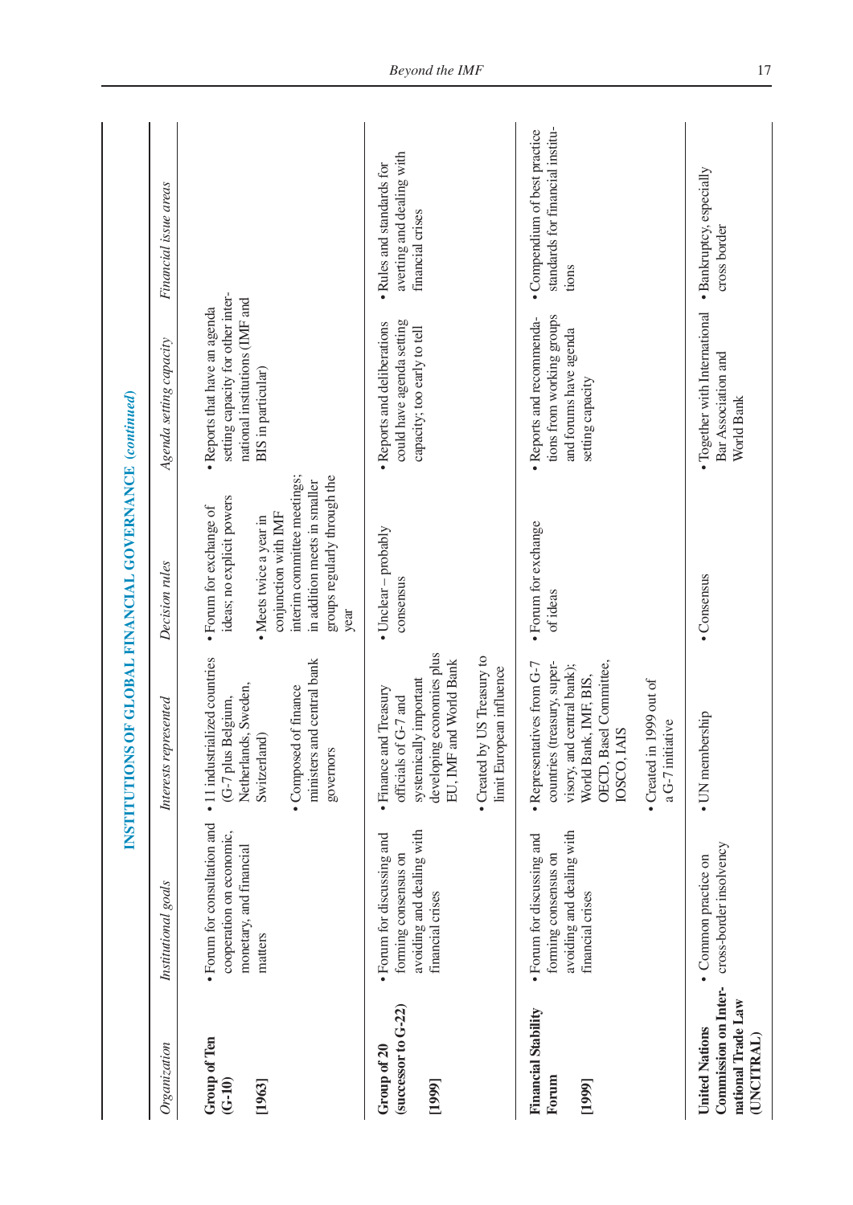## INSTITUTIONS OF GLOBAL FINANCIAL GOVERNANCE (*continued*)

| *Organization* | *Institutional goals* | *Interests represented* | *Decision rules* | *Agenda setting capacity* | *Financial issue areas* |
|---|---|---|---|---|---|
| **Group of Ten (G-10)** [1963] | • Forum for consultation and cooperation on economic, monetary, and financial matters | • 11 industrialized countries (G-7 plus Belgium, Netherlands, Sweden, Switzerland) • Composed of finance ministers and central bank governors | • Forum for exchange of ideas; no explicit powers • Meets twice a year in conjunction with IMF interim committee meetings; in addition meets in smaller groups regularly through the year | • Reports that have an agenda setting capacity for other international institutions (IMF and BIS in particular) | |
| **Group of 20 (successor to G-22)** [1999] | • Forum for discussing and forming consensus on avoiding and dealing with financial crises | • Finance and Treasury officials of G-7 and systemically important developing economies plus EU, IMF and World Bank • Created by US Treasury to limit European influence | • Unclear – probably consensus | • Reports and deliberations could have agenda setting capacity; too early to tell | • Rules and standards for averting and dealing with financial crises |
| **Financial Stability Forum** [1999] | • Forum for discussing and forming consensus on avoiding and dealing with financial crises | • Representatives from G-7 countries (treasury, supervisory, and central bank); World Bank, IMF, BIS, OECD, Basel Committee, IOSCO, IAIS • Created in 1999 out of a G-7 initiative | • Forum for exchange of ideas | • Reports and recommendations from working groups and forums have agenda setting capacity | • Compendium of best practice standards for financial institutions |
| **United Nations Commission on International Trade Law (UNCITRAL)** | • Common practice on cross-border insolvency | • UN membership | • Consensus | • Together with International Bar Association and World Bank | • Bankruptcy, especially cross border |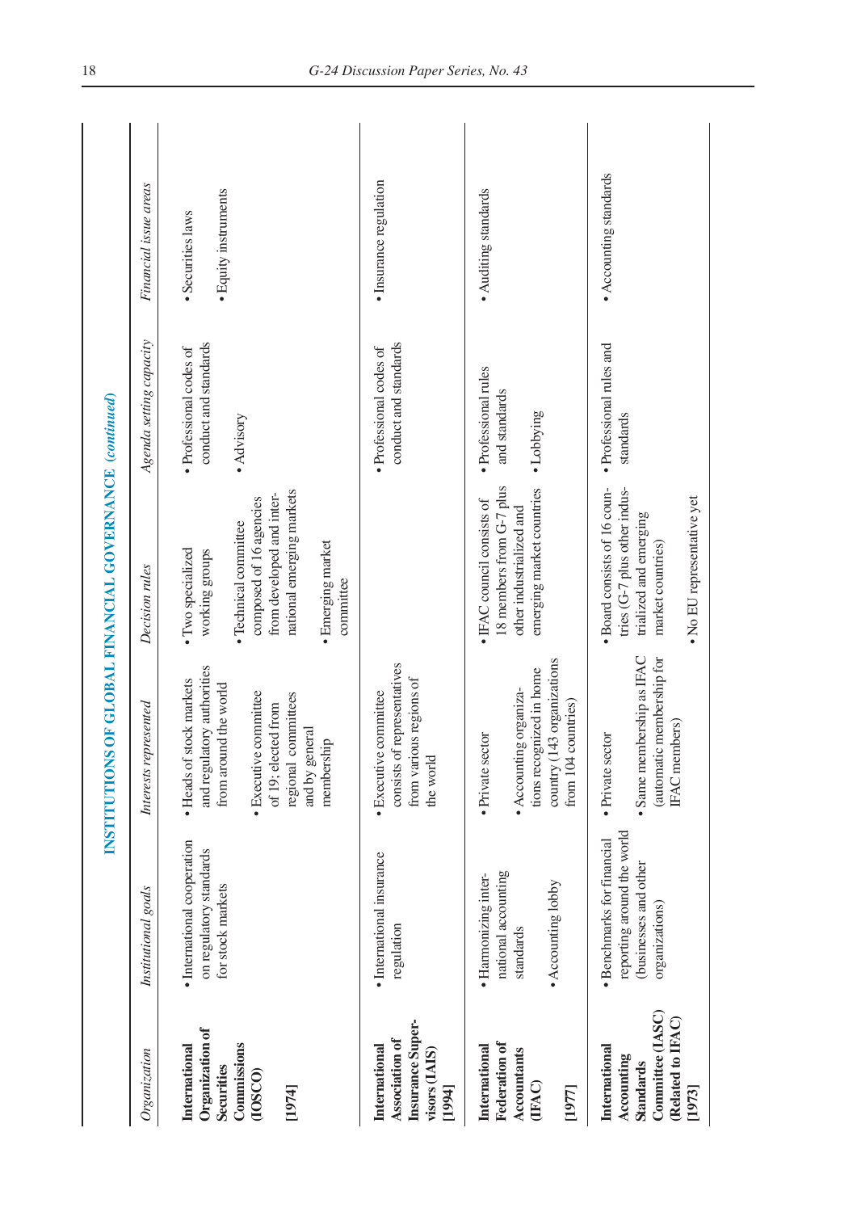**INSTITUTIONS OF GLOBAL FINANCIAL GOVERNANCE** *(continued)*

| *Organization* | *Institutional goals* | *Interests represented* | *Decision rules* | *Agenda setting capacity* | *Financial issue areas* |
|---|---|---|---|---|---|
| **International Organization of Securities Commissions (IOSCO)** **[1974]** | • International cooperation on regulatory standards for stock markets | • Heads of stock markets and regulatory authorities from around the world • Executive committee of 19; elected from regional committees and by general membership | • Two specialized working groups • Technical committee composed of 16 agencies from developed and international emerging markets • Emerging market committee | • Professional codes of conduct and standards • Advisory | • Securities laws • Equity instruments |
| **International Association of Insurance Supervisors (IAIS)** **[1994]** | • International insurance regulation | • Executive committee consists of representatives from various regions of the world | | • Professional codes of conduct and standards | • Insurance regulation |
| **International Federation of Accountants (IFAC)** **[1977]** | • Harmonizing international accounting standards • Accounting lobby | • Private sector • Accounting organizations recognized in home country (143 organizations from 104 countries) | • IFAC council consists of 18 members from G-7 plus other industrialized and emerging market countries | • Professional rules and standards • Lobbying | • Auditing standards |
| **International Accounting Standards Committee (IASC) (Related to IFAC)** **[1973]** | • Benchmarks for financial reporting around the world (businesses and other organizations) | • Private sector • Same membership as IFAC (automatic membership for IFAC members) | • Board consists of 16 countries (G-7 plus other industrialized and emerging market countries) • No EU representative yet | • Professional rules and standards | • Accounting standards |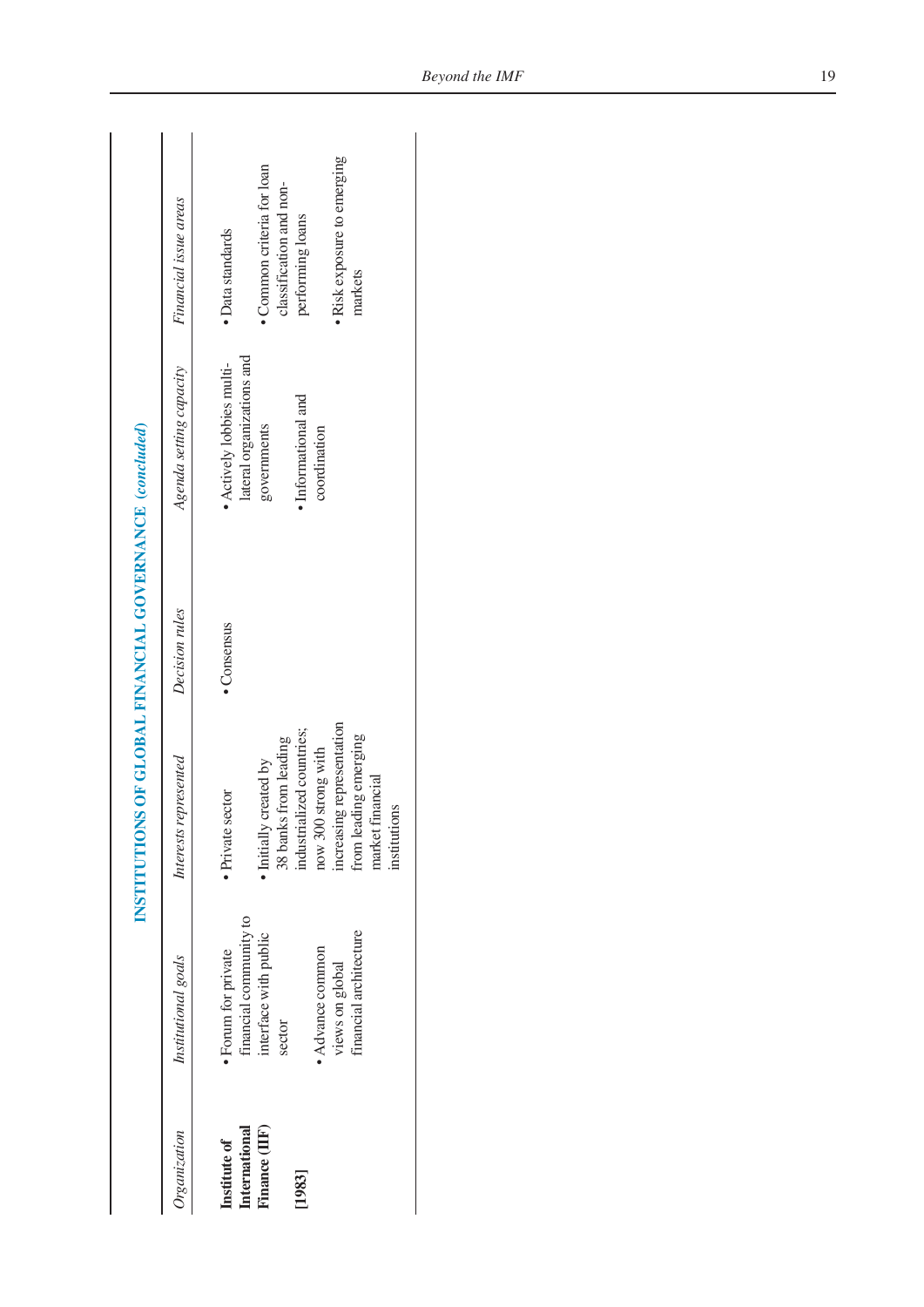**INSTITUTIONS OF GLOBAL FINANCIAL GOVERNANCE** *(concluded)*

| *Organization* | *Institutional goals* | *Interests represented* | *Decision rules* | *Agenda setting capacity* | *Financial issue areas* |
|---|---|---|---|---|---|
| **Institute of International Finance (IIF)** <br><br> **[1983]** | • Forum for private financial community to interface with public sector <br><br> • Advance common views on global financial architecture | • Private sector <br><br> • Initially created by 38 banks from leading industrialized countries; now 300 strong with increasing representation from leading emerging market financial institutions | • Consensus | • Actively lobbies multilateral organizations and governments <br><br> • Informational and coordination | • Data standards <br><br> • Common criteria for loan classification and non-performing loans <br><br> • Risk exposure to emerging markets |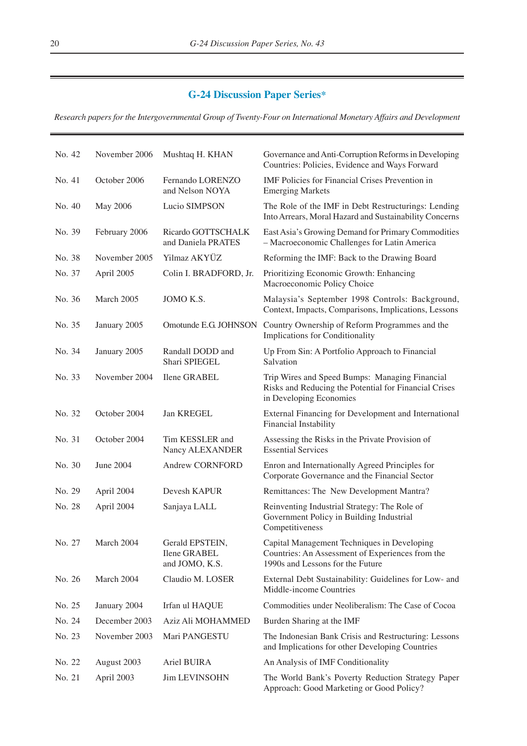## G-24 Discussion Paper Series*

*Research papers for the Intergovernmental Group of Twenty-Four on International Monetary Affairs and Development*

| | | | |
|---|---|---|---|
| No. 42 | November 2006 | Mushtaq H. KHAN | Governance and Anti-Corruption Reforms in Developing Countries: Policies, Evidence and Ways Forward |
| No. 41 | October 2006 | Fernando LORENZO and Nelson NOYA | IMF Policies for Financial Crises Prevention in Emerging Markets |
| No. 40 | May 2006 | Lucio SIMPSON | The Role of the IMF in Debt Restructurings: Lending Into Arrears, Moral Hazard and Sustainability Concerns |
| No. 39 | February 2006 | Ricardo GOTTSCHALK and Daniela PRATES | East Asia's Growing Demand for Primary Commodities – Macroeconomic Challenges for Latin America |
| No. 38 | November 2005 | Yilmaz AKYÜZ | Reforming the IMF: Back to the Drawing Board |
| No. 37 | April 2005 | Colin I. BRADFORD, Jr. | Prioritizing Economic Growth: Enhancing Macroeconomic Policy Choice |
| No. 36 | March 2005 | JOMO K.S. | Malaysia's September 1998 Controls: Background, Context, Impacts, Comparisons, Implications, Lessons |
| No. 35 | January 2005 | Omotunde E.G. JOHNSON | Country Ownership of Reform Programmes and the Implications for Conditionality |
| No. 34 | January 2005 | Randall DODD and Shari SPIEGEL | Up From Sin: A Portfolio Approach to Financial Salvation |
| No. 33 | November 2004 | Ilene GRABEL | Trip Wires and Speed Bumps: Managing Financial Risks and Reducing the Potential for Financial Crises in Developing Economies |
| No. 32 | October 2004 | Jan KREGEL | External Financing for Development and International Financial Instability |
| No. 31 | October 2004 | Tim KESSLER and Nancy ALEXANDER | Assessing the Risks in the Private Provision of Essential Services |
| No. 30 | June 2004 | Andrew CORNFORD | Enron and Internationally Agreed Principles for Corporate Governance and the Financial Sector |
| No. 29 | April 2004 | Devesh KAPUR | Remittances: The New Development Mantra? |
| No. 28 | April 2004 | Sanjaya LALL | Reinventing Industrial Strategy: The Role of Government Policy in Building Industrial Competitiveness |
| No. 27 | March 2004 | Gerald EPSTEIN, Ilene GRABEL and JOMO, K.S. | Capital Management Techniques in Developing Countries: An Assessment of Experiences from the 1990s and Lessons for the Future |
| No. 26 | March 2004 | Claudio M. LOSER | External Debt Sustainability: Guidelines for Low- and Middle-income Countries |
| No. 25 | January 2004 | Irfan ul HAQUE | Commodities under Neoliberalism: The Case of Cocoa |
| No. 24 | December 2003 | Aziz Ali MOHAMMED | Burden Sharing at the IMF |
| No. 23 | November 2003 | Mari PANGESTU | The Indonesian Bank Crisis and Restructuring: Lessons and Implications for other Developing Countries |
| No. 22 | August 2003 | Ariel BUIRA | An Analysis of IMF Conditionality |
| No. 21 | April 2003 | Jim LEVINSOHN | The World Bank's Poverty Reduction Strategy Paper Approach: Good Marketing or Good Policy? |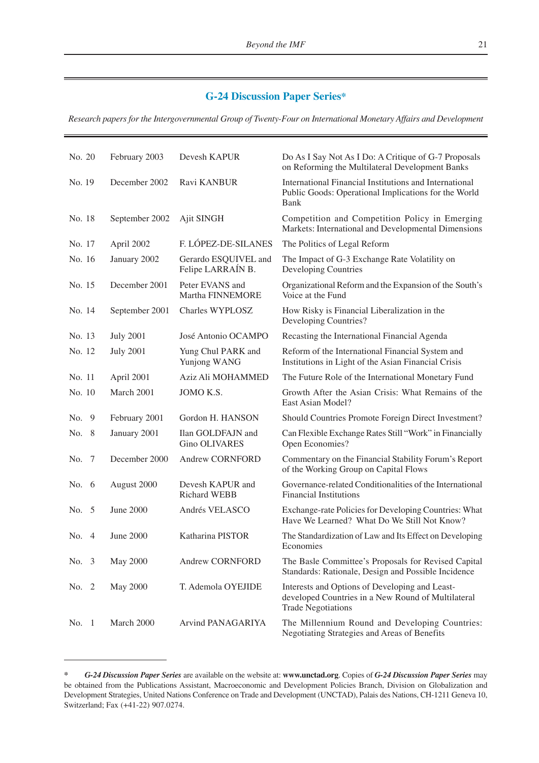## G-24 Discussion Paper Series*

*Research papers for the Intergovernmental Group of Twenty-Four on International Monetary Affairs and Development*

| | | | |
|---|---|---|---|
| No. 20 | February 2003 | Devesh KAPUR | Do As I Say Not As I Do: A Critique of G-7 Proposals on Reforming the Multilateral Development Banks |
| No. 19 | December 2002 | Ravi KANBUR | International Financial Institutions and International Public Goods: Operational Implications for the World Bank |
| No. 18 | September 2002 | Ajit SINGH | Competition and Competition Policy in Emerging Markets: International and Developmental Dimensions |
| No. 17 | April 2002 | F. LÓPEZ-DE-SILANES | The Politics of Legal Reform |
| No. 16 | January 2002 | Gerardo ESQUIVEL and Felipe LARRAÍN B. | The Impact of G-3 Exchange Rate Volatility on Developing Countries |
| No. 15 | December 2001 | Peter EVANS and Martha FINNEMORE | Organizational Reform and the Expansion of the South's Voice at the Fund |
| No. 14 | September 2001 | Charles WYPLOSZ | How Risky is Financial Liberalization in the Developing Countries? |
| No. 13 | July 2001 | José Antonio OCAMPO | Recasting the International Financial Agenda |
| No. 12 | July 2001 | Yung Chul PARK and Yunjong WANG | Reform of the International Financial System and Institutions in Light of the Asian Financial Crisis |
| No. 11 | April 2001 | Aziz Ali MOHAMMED | The Future Role of the International Monetary Fund |
| No. 10 | March 2001 | JOMO K.S. | Growth After the Asian Crisis: What Remains of the East Asian Model? |
| No. 9 | February 2001 | Gordon H. HANSON | Should Countries Promote Foreign Direct Investment? |
| No. 8 | January 2001 | Ilan GOLDFAJN and Gino OLIVARES | Can Flexible Exchange Rates Still "Work" in Financially Open Economies? |
| No. 7 | December 2000 | Andrew CORNFORD | Commentary on the Financial Stability Forum's Report of the Working Group on Capital Flows |
| No. 6 | August 2000 | Devesh KAPUR and Richard WEBB | Governance-related Conditionalities of the International Financial Institutions |
| No. 5 | June 2000 | Andrés VELASCO | Exchange-rate Policies for Developing Countries: What Have We Learned? What Do We Still Not Know? |
| No. 4 | June 2000 | Katharina PISTOR | The Standardization of Law and Its Effect on Developing Economies |
| No. 3 | May 2000 | Andrew CORNFORD | The Basle Committee's Proposals for Revised Capital Standards: Rationale, Design and Possible Incidence |
| No. 2 | May 2000 | T. Ademola OYEJIDE | Interests and Options of Developing and Least-developed Countries in a New Round of Multilateral Trade Negotiations |
| No. 1 | March 2000 | Arvind PANAGARIYA | The Millennium Round and Developing Countries: Negotiating Strategies and Areas of Benefits |

---

\* ***G-24 Discussion Paper Series*** are available on the website at: **www.unctad.org**. Copies of ***G-24 Discussion Paper Series*** may be obtained from the Publications Assistant, Macroeconomic and Development Policies Branch, Division on Globalization and Development Strategies, United Nations Conference on Trade and Development (UNCTAD), Palais des Nations, CH-1211 Geneva 10, Switzerland; Fax (+41-22) 907.0274.